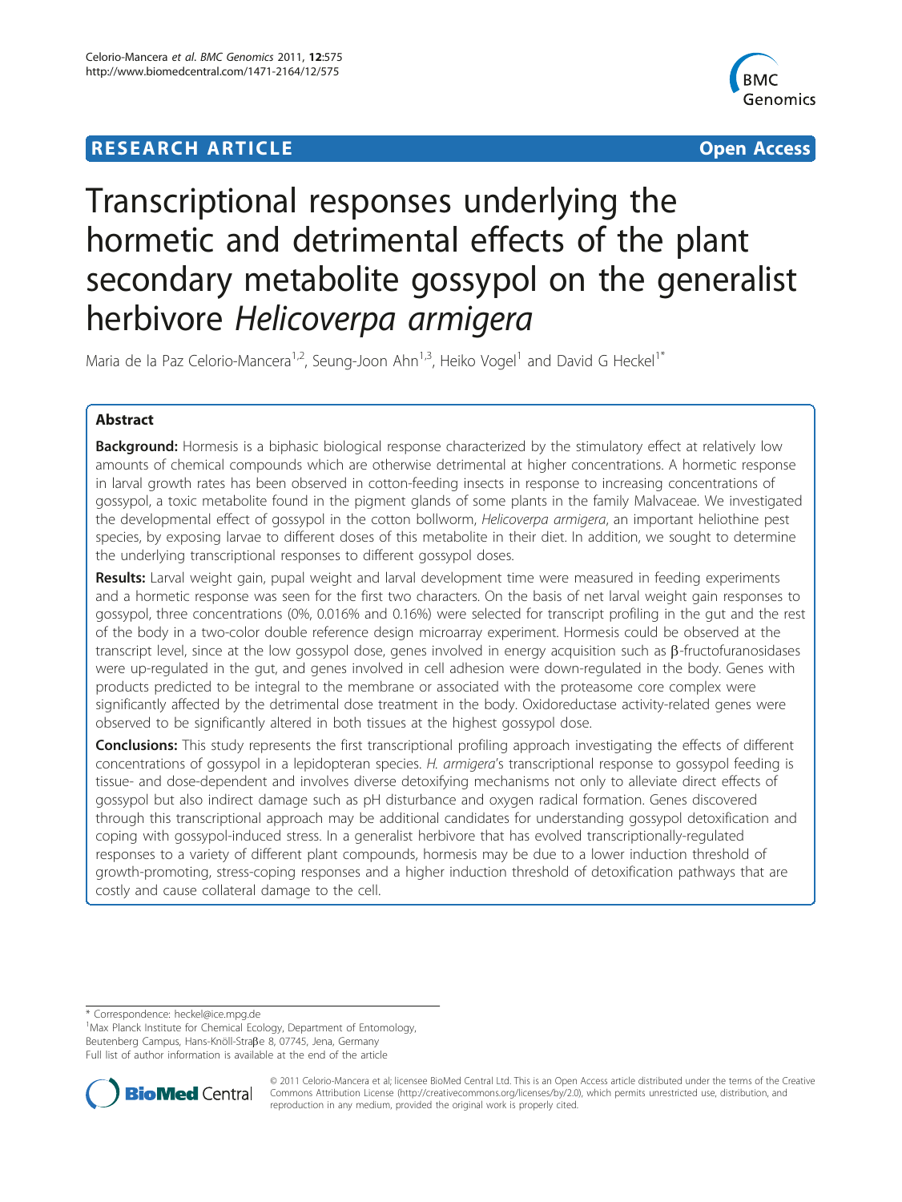RESEARCH ARTICLE **Open Access**

# Transcriptional responses underlying the hormetic and detrimental effects of the plant secondary metabolite gossypol on the generalist herbivore *Helicoverpa armigera*

Maria de la Paz Celorio-Mancera[1,2], Seung-Joon Ahn[1,3], Heiko Vogel[1] and David G Heckel[1*]

## Abstract

**Background:** Hormesis is a biphasic biological response characterized by the stimulatory effect at relatively low amounts of chemical compounds which are otherwise detrimental at higher concentrations. A hormetic response in larval growth rates has been observed in cotton-feeding insects in response to increasing concentrations of gossypol, a toxic metabolite found in the pigment glands of some plants in the family Malvaceae. We investigated the developmental effect of gossypol in the cotton bollworm, *Helicoverpa armigera*, an important heliothine pest species, by exposing larvae to different doses of this metabolite in their diet. In addition, we sought to determine the underlying transcriptional responses to different gossypol doses.

**Results:** Larval weight gain, pupal weight and larval development time were measured in feeding experiments and a hormetic response was seen for the first two characters. On the basis of net larval weight gain responses to gossypol, three concentrations (0%, 0.016% and 0.16%) were selected for transcript profiling in the gut and the rest of the body in a two-color double reference design microarray experiment. Hormesis could be observed at the transcript level, since at the low gossypol dose, genes involved in energy acquisition such as β-fructofuranosidases were up-regulated in the gut, and genes involved in cell adhesion were down-regulated in the body. Genes with products predicted to be integral to the membrane or associated with the proteasome core complex were significantly affected by the detrimental dose treatment in the body. Oxidoreductase activity-related genes were observed to be significantly altered in both tissues at the highest gossypol dose.

**Conclusions:** This study represents the first transcriptional profiling approach investigating the effects of different concentrations of gossypol in a lepidopteran species. *H. armigera*'s transcriptional response to gossypol feeding is tissue- and dose-dependent and involves diverse detoxifying mechanisms not only to alleviate direct effects of gossypol but also indirect damage such as pH disturbance and oxygen radical formation. Genes discovered through this transcriptional approach may be additional candidates for understanding gossypol detoxification and coping with gossypol-induced stress. In a generalist herbivore that has evolved transcriptionally-regulated responses to a variety of different plant compounds, hormesis may be due to a lower induction threshold of growth-promoting, stress-coping responses and a higher induction threshold of detoxification pathways that are costly and cause collateral damage to the cell.

---

\* Correspondence: heckel@ice.mpg.de
[1]Max Planck Institute for Chemical Ecology, Department of Entomology, Beutenberg Campus, Hans-Knöll-Straβe 8, 07745, Jena, Germany
Full list of author information is available at the end of the article

© 2011 Celorio-Mancera et al; licensee BioMed Central Ltd. This is an Open Access article distributed under the terms of the Creative Commons Attribution License (http://creativecommons.org/licenses/by/2.0), which permits unrestricted use, distribution, and reproduction in any medium, provided the original work is properly cited.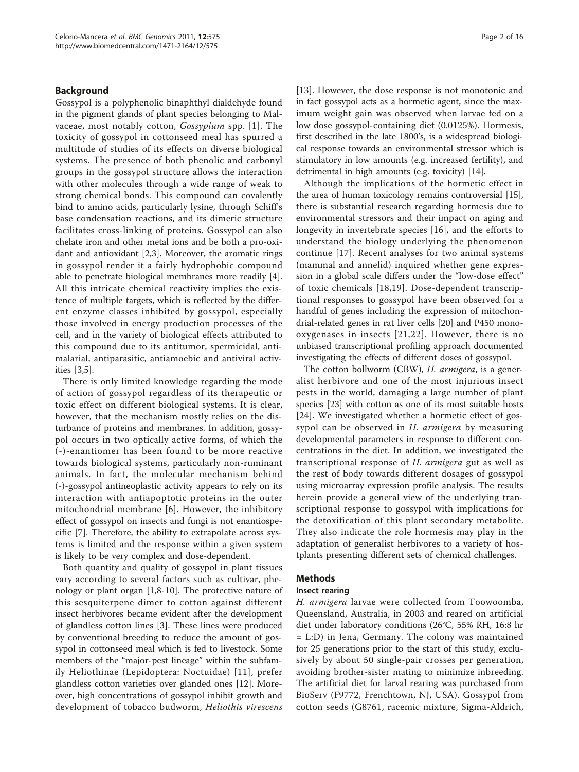## Background

Gossypol is a polyphenolic binaphthyl dialdehyde found in the pigment glands of plant species belonging to Malvaceae, most notably cotton, *Gossypium* spp. [1]. The toxicity of gossypol in cottonseed meal has spurred a multitude of studies of its effects on diverse biological systems. The presence of both phenolic and carbonyl groups in the gossypol structure allows the interaction with other molecules through a wide range of weak to strong chemical bonds. This compound can covalently bind to amino acids, particularly lysine, through Schiff's base condensation reactions, and its dimeric structure facilitates cross-linking of proteins. Gossypol can also chelate iron and other metal ions and be both a pro-oxidant and antioxidant [2,3]. Moreover, the aromatic rings in gossypol render it a fairly hydrophobic compound able to penetrate biological membranes more readily [4]. All this intricate chemical reactivity implies the existence of multiple targets, which is reflected by the different enzyme classes inhibited by gossypol, especially those involved in energy production processes of the cell, and in the variety of biological effects attributed to this compound due to its antitumor, spermicidal, antimalarial, antiparasitic, antiamoebic and antiviral activities [3,5].

There is only limited knowledge regarding the mode of action of gossypol regardless of its therapeutic or toxic effect on different biological systems. It is clear, however, that the mechanism mostly relies on the disturbance of proteins and membranes. In addition, gossypol occurs in two optically active forms, of which the (-)-enantiomer has been found to be more reactive towards biological systems, particularly non-ruminant animals. In fact, the molecular mechanism behind (-)-gossypol antineoplastic activity appears to rely on its interaction with antiapoptotic proteins in the outer mitochondrial membrane [6]. However, the inhibitory effect of gossypol on insects and fungi is not enantiospecific [7]. Therefore, the ability to extrapolate across systems is limited and the response within a given system is likely to be very complex and dose-dependent.

Both quantity and quality of gossypol in plant tissues vary according to several factors such as cultivar, phenology or plant organ [1,8-10]. The protective nature of this sesquiterpene dimer to cotton against different insect herbivores became evident after the development of glandless cotton lines [3]. These lines were produced by conventional breeding to reduce the amount of gossypol in cottonseed meal which is fed to livestock. Some members of the "major-pest lineage" within the subfamily Heliothinae (Lepidoptera: Noctuidae) [11], prefer glandless cotton varieties over glanded ones [12]. Moreover, high concentrations of gossypol inhibit growth and development of tobacco budworm, *Heliothis virescens* [13]. However, the dose response is not monotonic and in fact gossypol acts as a hormetic agent, since the maximum weight gain was observed when larvae fed on a low dose gossypol-containing diet (0.0125%). Hormesis, first described in the late 1800's, is a widespread biological response towards an environmental stressor which is stimulatory in low amounts (e.g. increased fertility), and detrimental in high amounts (e.g. toxicity) [14].

Although the implications of the hormetic effect in the area of human toxicology remains controversial [15], there is substantial research regarding hormesis due to environmental stressors and their impact on aging and longevity in invertebrate species [16], and the efforts to understand the biology underlying the phenomenon continue [17]. Recent analyses for two animal systems (mammal and annelid) inquired whether gene expression in a global scale differs under the "low-dose effect" of toxic chemicals [18,19]. Dose-dependent transcriptional responses to gossypol have been observed for a handful of genes including the expression of mitochondrial-related genes in rat liver cells [20] and P450 monooxygenases in insects [21,22]. However, there is no unbiased transcriptional profiling approach documented investigating the effects of different doses of gossypol.

The cotton bollworm (CBW), *H. armigera*, is a generalist herbivore and one of the most injurious insect pests in the world, damaging a large number of plant species [23] with cotton as one of its most suitable hosts [24]. We investigated whether a hormetic effect of gossypol can be observed in *H. armigera* by measuring developmental parameters in response to different concentrations in the diet. In addition, we investigated the transcriptional response of *H. armigera* gut as well as the rest of body towards different dosages of gossypol using microarray expression profile analysis. The results herein provide a general view of the underlying transcriptional response to gossypol with implications for the detoxification of this plant secondary metabolite. They also indicate the role hormesis may play in the adaptation of generalist herbivores to a variety of hostplants presenting different sets of chemical challenges.

## Methods

### Insect rearing

*H. armigera* larvae were collected from Toowoomba, Queensland, Australia, in 2003 and reared on artificial diet under laboratory conditions (26°C, 55% RH, 16:8 hr = L:D) in Jena, Germany. The colony was maintained for 25 generations prior to the start of this study, exclusively by about 50 single-pair crosses per generation, avoiding brother-sister mating to minimize inbreeding. The artificial diet for larval rearing was purchased from BioServ (F9772, Frenchtown, NJ, USA). Gossypol from cotton seeds (G8761, racemic mixture, Sigma-Aldrich,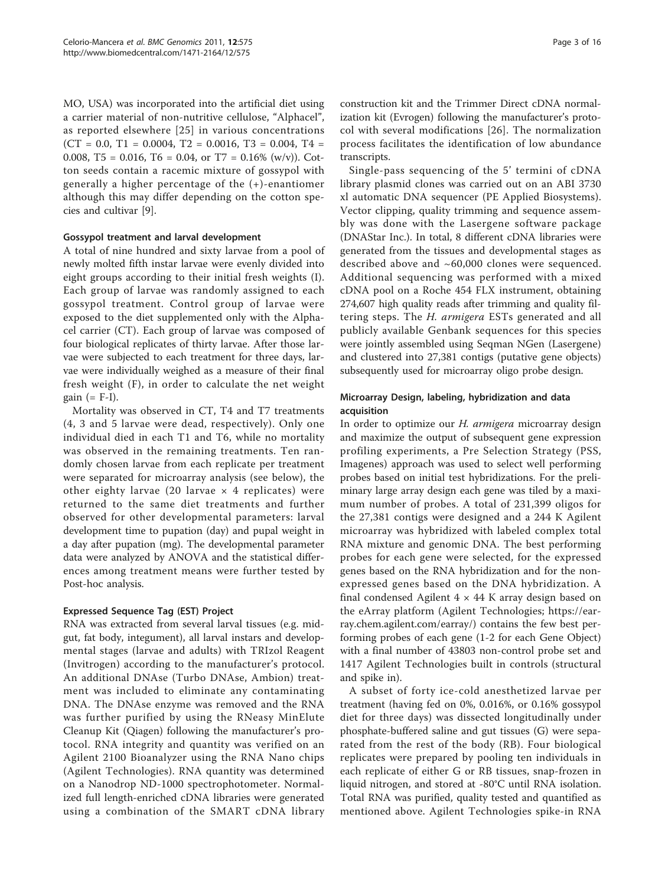MO, USA) was incorporated into the artificial diet using a carrier material of non-nutritive cellulose, "Alphacel", as reported elsewhere [25] in various concentrations (CT = 0.0, T1 = 0.0004, T2 = 0.0016, T3 = 0.004, T4 = 0.008, T5 = 0.016, T6 = 0.04, or T7 = 0.16% (w/v)). Cotton seeds contain a racemic mixture of gossypol with generally a higher percentage of the (+)-enantiomer although this may differ depending on the cotton species and cultivar [9].

### Gossypol treatment and larval development

A total of nine hundred and sixty larvae from a pool of newly molted fifth instar larvae were evenly divided into eight groups according to their initial fresh weights (I). Each group of larvae was randomly assigned to each gossypol treatment. Control group of larvae were exposed to the diet supplemented only with the Alphacel carrier (CT). Each group of larvae was composed of four biological replicates of thirty larvae. After those larvae were subjected to each treatment for three days, larvae were individually weighed as a measure of their final fresh weight (F), in order to calculate the net weight gain (= F-I).

Mortality was observed in CT, T4 and T7 treatments (4, 3 and 5 larvae were dead, respectively). Only one individual died in each T1 and T6, while no mortality was observed in the remaining treatments. Ten randomly chosen larvae from each replicate per treatment were separated for microarray analysis (see below), the other eighty larvae (20 larvae × 4 replicates) were returned to the same diet treatments and further observed for other developmental parameters: larval development time to pupation (day) and pupal weight in a day after pupation (mg). The developmental parameter data were analyzed by ANOVA and the statistical differences among treatment means were further tested by Post-hoc analysis.

### Expressed Sequence Tag (EST) Project

RNA was extracted from several larval tissues (e.g. midgut, fat body, integument), all larval instars and developmental stages (larvae and adults) with TRIzol Reagent (Invitrogen) according to the manufacturer's protocol. An additional DNAse (Turbo DNAse, Ambion) treatment was included to eliminate any contaminating DNA. The DNAse enzyme was removed and the RNA was further purified by using the RNeasy MinElute Cleanup Kit (Qiagen) following the manufacturer's protocol. RNA integrity and quantity was verified on an Agilent 2100 Bioanalyzer using the RNA Nano chips (Agilent Technologies). RNA quantity was determined on a Nanodrop ND-1000 spectrophotometer. Normalized full length-enriched cDNA libraries were generated using a combination of the SMART cDNA library construction kit and the Trimmer Direct cDNA normalization kit (Evrogen) following the manufacturer's protocol with several modifications [26]. The normalization process facilitates the identification of low abundance transcripts.

Single-pass sequencing of the 5' termini of cDNA library plasmid clones was carried out on an ABI 3730 xl automatic DNA sequencer (PE Applied Biosystems). Vector clipping, quality trimming and sequence assembly was done with the Lasergene software package (DNAStar Inc.). In total, 8 different cDNA libraries were generated from the tissues and developmental stages as described above and ~60,000 clones were sequenced. Additional sequencing was performed with a mixed cDNA pool on a Roche 454 FLX instrument, obtaining 274,607 high quality reads after trimming and quality filtering steps. The *H. armigera* ESTs generated and all publicly available Genbank sequences for this species were jointly assembled using Seqman NGen (Lasergene) and clustered into 27,381 contigs (putative gene objects) subsequently used for microarray oligo probe design.

### Microarray Design, labeling, hybridization and data acquisition

In order to optimize our *H. armigera* microarray design and maximize the output of subsequent gene expression profiling experiments, a Pre Selection Strategy (PSS, Imagenes) approach was used to select well performing probes based on initial test hybridizations. For the preliminary large array design each gene was tiled by a maximum number of probes. A total of 231,399 oligos for the 27,381 contigs were designed and a 244 K Agilent microarray was hybridized with labeled complex total RNA mixture and genomic DNA. The best performing probes for each gene were selected, for the expressed genes based on the RNA hybridization and for the non-expressed genes based on the DNA hybridization. A final condensed Agilent 4 × 44 K array design based on the eArray platform (Agilent Technologies; https://earray.chem.agilent.com/earray/) contains the few best performing probes of each gene (1-2 for each Gene Object) with a final number of 43803 non-control probe set and 1417 Agilent Technologies built in controls (structural and spike in).

A subset of forty ice-cold anesthetized larvae per treatment (having fed on 0%, 0.016%, or 0.16% gossypol diet for three days) was dissected longitudinally under phosphate-buffered saline and gut tissues (G) were separated from the rest of the body (RB). Four biological replicates were prepared by pooling ten individuals in each replicate of either G or RB tissues, snap-frozen in liquid nitrogen, and stored at -80°C until RNA isolation. Total RNA was purified, quality tested and quantified as mentioned above. Agilent Technologies spike-in RNA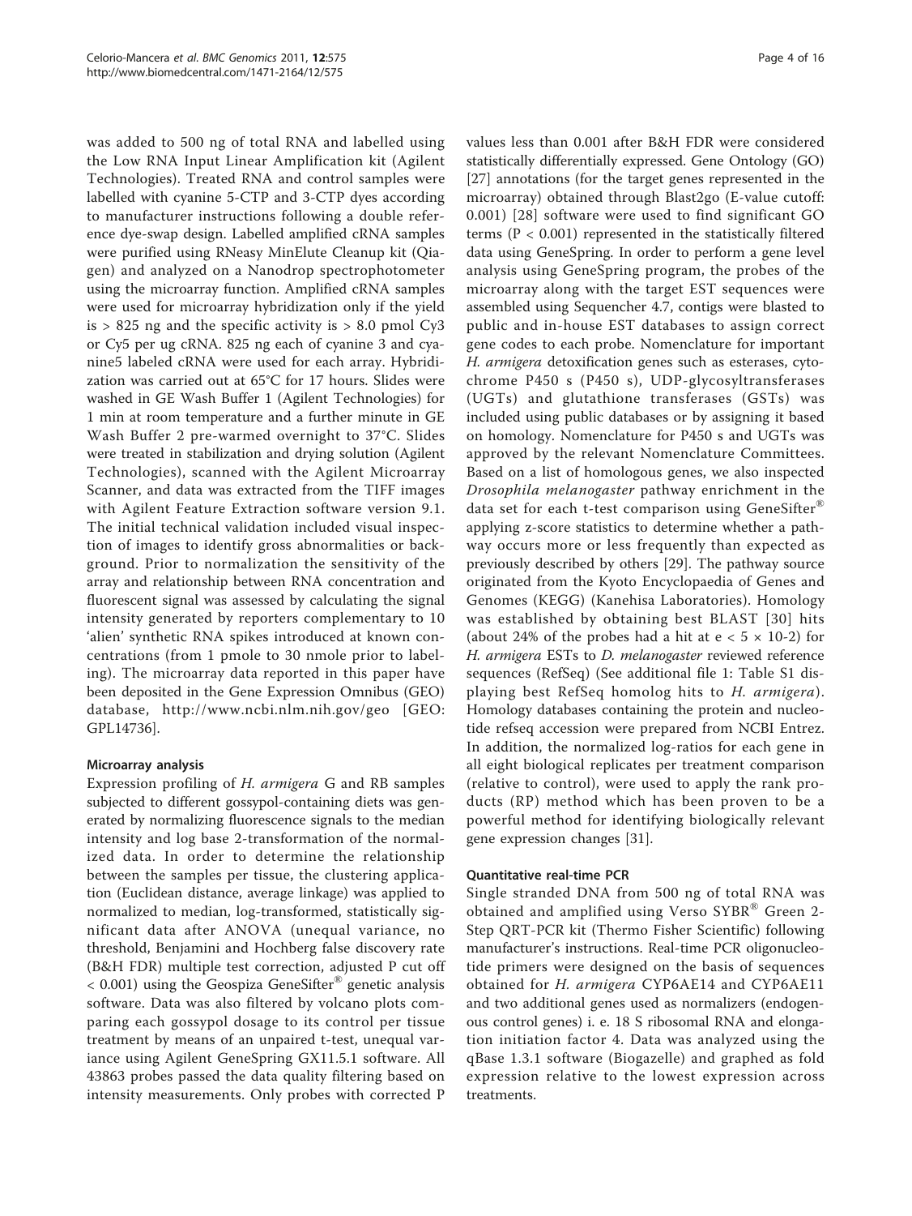was added to 500 ng of total RNA and labelled using the Low RNA Input Linear Amplification kit (Agilent Technologies). Treated RNA and control samples were labelled with cyanine 5-CTP and 3-CTP dyes according to manufacturer instructions following a double reference dye-swap design. Labelled amplified cRNA samples were purified using RNeasy MinElute Cleanup kit (Qiagen) and analyzed on a Nanodrop spectrophotometer using the microarray function. Amplified cRNA samples were used for microarray hybridization only if the yield is > 825 ng and the specific activity is > 8.0 pmol Cy3 or Cy5 per ug cRNA. 825 ng each of cyanine 3 and cyanine5 labeled cRNA were used for each array. Hybridization was carried out at 65°C for 17 hours. Slides were washed in GE Wash Buffer 1 (Agilent Technologies) for 1 min at room temperature and a further minute in GE Wash Buffer 2 pre-warmed overnight to 37°C. Slides were treated in stabilization and drying solution (Agilent Technologies), scanned with the Agilent Microarray Scanner, and data was extracted from the TIFF images with Agilent Feature Extraction software version 9.1. The initial technical validation included visual inspection of images to identify gross abnormalities or background. Prior to normalization the sensitivity of the array and relationship between RNA concentration and fluorescent signal was assessed by calculating the signal intensity generated by reporters complementary to 10 'alien' synthetic RNA spikes introduced at known concentrations (from 1 pmole to 30 nmole prior to labeling). The microarray data reported in this paper have been deposited in the Gene Expression Omnibus (GEO) database, http://www.ncbi.nlm.nih.gov/geo [GEO: GPL14736].

### Microarray analysis

Expression profiling of *H. armigera* G and RB samples subjected to different gossypol-containing diets was generated by normalizing fluorescence signals to the median intensity and log base 2-transformation of the normalized data. In order to determine the relationship between the samples per tissue, the clustering application (Euclidean distance, average linkage) was applied to normalized to median, log-transformed, statistically significant data after ANOVA (unequal variance, no threshold, Benjamini and Hochberg false discovery rate (B&H FDR) multiple test correction, adjusted P cut off < 0.001) using the Geospiza GeneSifter® genetic analysis software. Data was also filtered by volcano plots comparing each gossypol dosage to its control per tissue treatment by means of an unpaired t-test, unequal variance using Agilent GeneSpring GX11.5.1 software. All 43863 probes passed the data quality filtering based on intensity measurements. Only probes with corrected P values less than 0.001 after B&H FDR were considered statistically differentially expressed. Gene Ontology (GO) [27] annotations (for the target genes represented in the microarray) obtained through Blast2go (E-value cutoff: 0.001) [28] software were used to find significant GO terms (P < 0.001) represented in the statistically filtered data using GeneSpring. In order to perform a gene level analysis using GeneSpring program, the probes of the microarray along with the target EST sequences were assembled using Sequencher 4.7, contigs were blasted to public and in-house EST databases to assign correct gene codes to each probe. Nomenclature for important *H. armigera* detoxification genes such as esterases, cytochrome P450 s (P450 s), UDP-glycosyltransferases (UGTs) and glutathione transferases (GSTs) was included using public databases or by assigning it based on homology. Nomenclature for P450 s and UGTs was approved by the relevant Nomenclature Committees. Based on a list of homologous genes, we also inspected *Drosophila melanogaster* pathway enrichment in the data set for each t-test comparison using GeneSifter® applying z-score statistics to determine whether a pathway occurs more or less frequently than expected as previously described by others [29]. The pathway source originated from the Kyoto Encyclopaedia of Genes and Genomes (KEGG) (Kanehisa Laboratories). Homology was established by obtaining best BLAST [30] hits (about 24% of the probes had a hit at $e < 5 \times 10$-2) for *H. armigera* ESTs to *D. melanogaster* reviewed reference sequences (RefSeq) (See additional file 1: Table S1 displaying best RefSeq homolog hits to *H. armigera*). Homology databases containing the protein and nucleotide refseq accession were prepared from NCBI Entrez. In addition, the normalized log-ratios for each gene in all eight biological replicates per treatment comparison (relative to control), were used to apply the rank products (RP) method which has been proven to be a powerful method for identifying biologically relevant gene expression changes [31].

### Quantitative real-time PCR

Single stranded DNA from 500 ng of total RNA was obtained and amplified using Verso SYBR® Green 2-Step QRT-PCR kit (Thermo Fisher Scientific) following manufacturer's instructions. Real-time PCR oligonucleotide primers were designed on the basis of sequences obtained for *H. armigera* CYP6AE14 and CYP6AE11 and two additional genes used as normalizers (endogenous control genes) i. e. 18 S ribosomal RNA and elongation initiation factor 4. Data was analyzed using the qBase 1.3.1 software (Biogazelle) and graphed as fold expression relative to the lowest expression across treatments.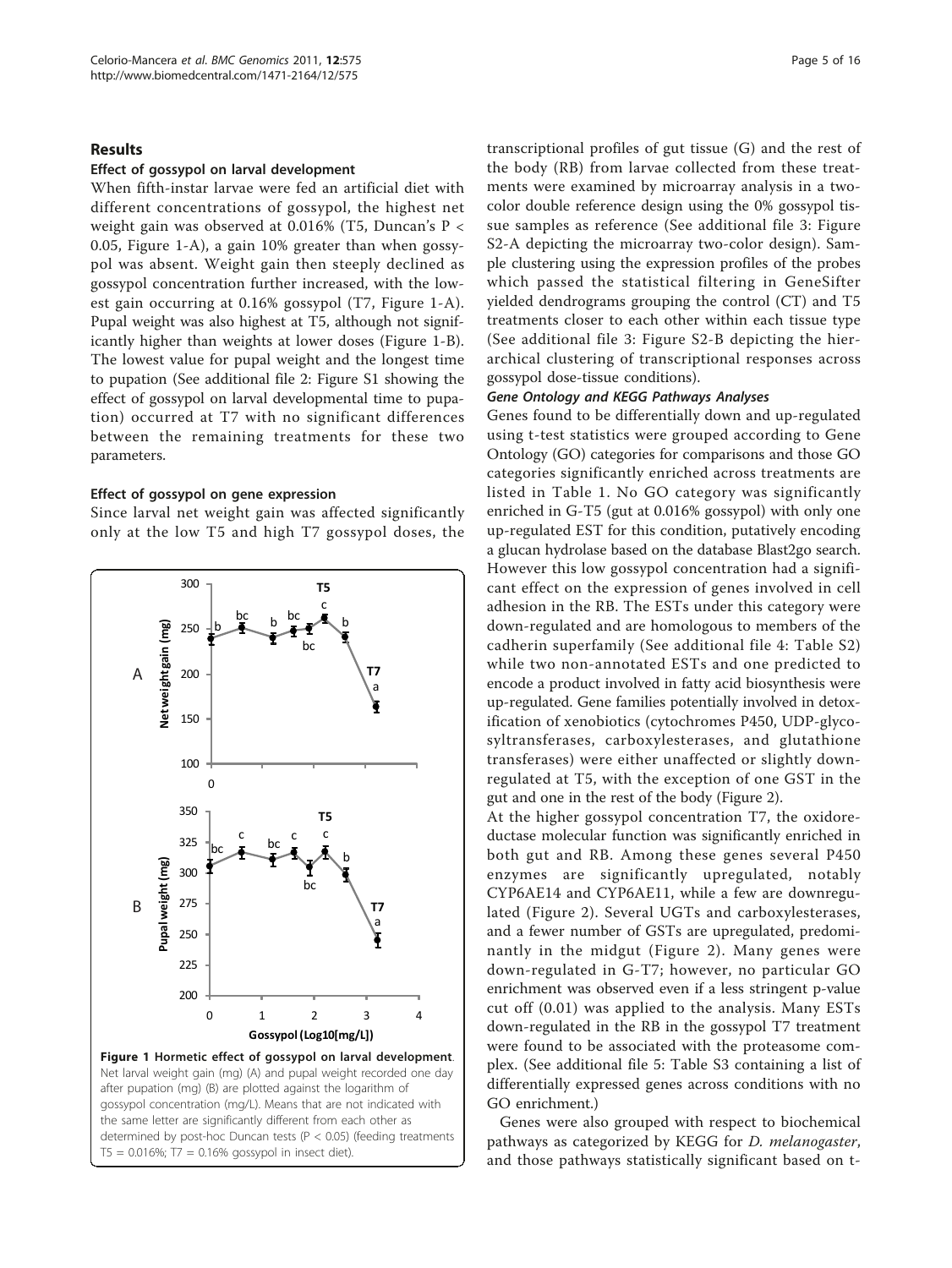## Results

### Effect of gossypol on larval development

When fifth-instar larvae were fed an artificial diet with different concentrations of gossypol, the highest net weight gain was observed at 0.016% (T5, Duncan's $P < 0.05$, Figure 1-A), a gain 10% greater than when gossypol was absent. Weight gain then steeply declined as gossypol concentration further increased, with the lowest gain occurring at 0.16% gossypol (T7, Figure 1-A). Pupal weight was also highest at T5, although not significantly higher than weights at lower doses (Figure 1-B). The lowest value for pupal weight and the longest time to pupation (See additional file 2: Figure S1 showing the effect of gossypol on larval developmental time to pupation) occurred at T7 with no significant differences between the remaining treatments for these two parameters.

### Effect of gossypol on gene expression

Since larval net weight gain was affected significantly only at the low T5 and high T7 gossypol doses, the transcriptional profiles of gut tissue (G) and the rest of the body (RB) from larvae collected from these treatments were examined by microarray analysis in a two-color double reference design using the 0% gossypol tissue samples as reference (See additional file 3: Figure S2-A depicting the microarray two-color design). Sample clustering using the expression profiles of the probes which passed the statistical filtering in GeneSifter yielded dendrograms grouping the control (CT) and T5 treatments closer to each other within each tissue type (See additional file 3: Figure S2-B depicting the hierarchical clustering of transcriptional responses across gossypol dose-tissue conditions).

Figure 1 Hormetic effect of gossypol on larval development. Net larval weight gain (mg) (A) and pupal weight recorded one day after pupation (mg) (B) are plotted against the logarithm of gossypol concentration (mg/L). Means that are not indicated with the same letter are significantly different from each other as determined by post-hoc Duncan tests ($P < 0.05$) (feeding treatments T5 = 0.016%; T7 = 0.16% gossypol in insect diet).

#### *Gene Ontology and KEGG Pathways Analyses*

Genes found to be differentially down and up-regulated using t-test statistics were grouped according to Gene Ontology (GO) categories for comparisons and those GO categories significantly enriched across treatments are listed in Table 1. No GO category was significantly enriched in G-T5 (gut at 0.016% gossypol) with only one up-regulated EST for this condition, putatively encoding a glucan hydrolase based on the database Blast2go search. However this low gossypol concentration had a significant effect on the expression of genes involved in cell adhesion in the RB. The ESTs under this category were down-regulated and are homologous to members of the cadherin superfamily (See additional file 4: Table S2) while two non-annotated ESTs and one predicted to encode a product involved in fatty acid biosynthesis were up-regulated. Gene families potentially involved in detoxification of xenobiotics (cytochromes P450, UDP-glycosyltransferases, carboxylesterases, and glutathione transferases) were either unaffected or slightly downregulated at T5, with the exception of one GST in the gut and one in the rest of the body (Figure 2).

At the higher gossypol concentration T7, the oxidoreductase molecular function was significantly enriched in both gut and RB. Among these genes several P450 enzymes are significantly upregulated, notably CYP6AE14 and CYP6AE11, while a few are downregulated (Figure 2). Several UGTs and carboxylesterases, and a fewer number of GSTs are upregulated, predominantly in the midgut (Figure 2). Many genes were down-regulated in G-T7; however, no particular GO enrichment was observed even if a less stringent p-value cut off (0.01) was applied to the analysis. Many ESTs down-regulated in the RB in the gossypol T7 treatment were found to be associated with the proteasome complex. (See additional file 5: Table S3 containing a list of differentially expressed genes across conditions with no GO enrichment.)

Genes were also grouped with respect to biochemical pathways as categorized by KEGG for *D. melanogaster*, and those pathways statistically significant based on t-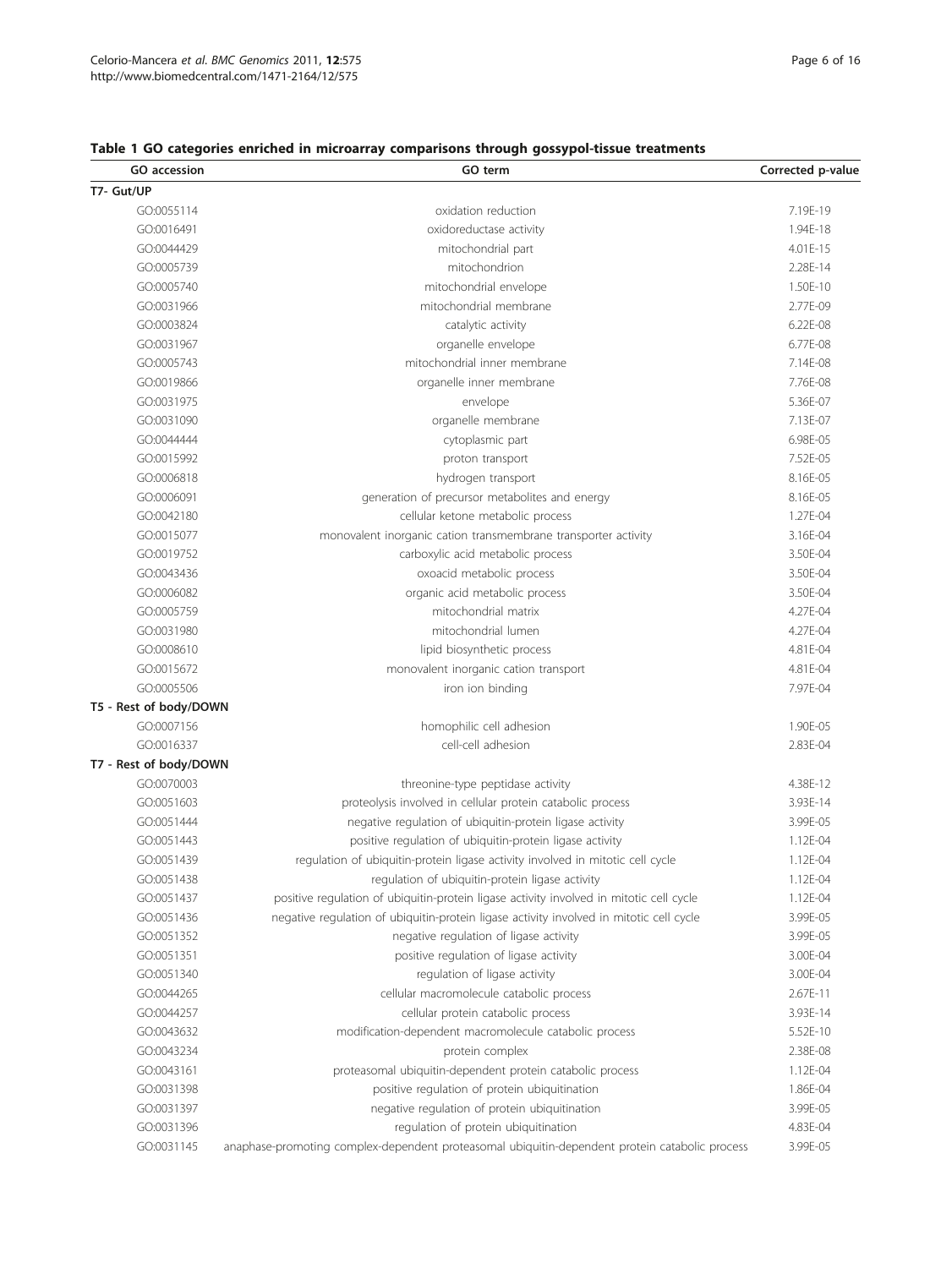**Table 1 GO categories enriched in microarray comparisons through gossypol-tissue treatments**

| GO accession | GO term | Corrected p-value |
|---|---|---|
| **T7- Gut/UP** | | |
| GO:0055114 | oxidation reduction | 7.19E-19 |
| GO:0016491 | oxidoreductase activity | 1.94E-18 |
| GO:0044429 | mitochondrial part | 4.01E-15 |
| GO:0005739 | mitochondrion | 2.28E-14 |
| GO:0005740 | mitochondrial envelope | 1.50E-10 |
| GO:0031966 | mitochondrial membrane | 2.77E-09 |
| GO:0003824 | catalytic activity | 6.22E-08 |
| GO:0031967 | organelle envelope | 6.77E-08 |
| GO:0005743 | mitochondrial inner membrane | 7.14E-08 |
| GO:0019866 | organelle inner membrane | 7.76E-08 |
| GO:0031975 | envelope | 5.36E-07 |
| GO:0031090 | organelle membrane | 7.13E-07 |
| GO:0044444 | cytoplasmic part | 6.98E-05 |
| GO:0015992 | proton transport | 7.52E-05 |
| GO:0006818 | hydrogen transport | 8.16E-05 |
| GO:0006091 | generation of precursor metabolites and energy | 8.16E-05 |
| GO:0042180 | cellular ketone metabolic process | 1.27E-04 |
| GO:0015077 | monovalent inorganic cation transmembrane transporter activity | 3.16E-04 |
| GO:0019752 | carboxylic acid metabolic process | 3.50E-04 |
| GO:0043436 | oxoacid metabolic process | 3.50E-04 |
| GO:0006082 | organic acid metabolic process | 3.50E-04 |
| GO:0005759 | mitochondrial matrix | 4.27E-04 |
| GO:0031980 | mitochondrial lumen | 4.27E-04 |
| GO:0008610 | lipid biosynthetic process | 4.81E-04 |
| GO:0015672 | monovalent inorganic cation transport | 4.81E-04 |
| GO:0005506 | iron ion binding | 7.97E-04 |
| **T5 - Rest of body/DOWN** | | |
| GO:0007156 | homophilic cell adhesion | 1.90E-05 |
| GO:0016337 | cell-cell adhesion | 2.83E-04 |
| **T7 - Rest of body/DOWN** | | |
| GO:0070003 | threonine-type peptidase activity | 4.38E-12 |
| GO:0051603 | proteolysis involved in cellular protein catabolic process | 3.93E-14 |
| GO:0051444 | negative regulation of ubiquitin-protein ligase activity | 3.99E-05 |
| GO:0051443 | positive regulation of ubiquitin-protein ligase activity | 1.12E-04 |
| GO:0051439 | regulation of ubiquitin-protein ligase activity involved in mitotic cell cycle | 1.12E-04 |
| GO:0051438 | regulation of ubiquitin-protein ligase activity | 1.12E-04 |
| GO:0051437 | positive regulation of ubiquitin-protein ligase activity involved in mitotic cell cycle | 1.12E-04 |
| GO:0051436 | negative regulation of ubiquitin-protein ligase activity involved in mitotic cell cycle | 3.99E-05 |
| GO:0051352 | negative regulation of ligase activity | 3.99E-05 |
| GO:0051351 | positive regulation of ligase activity | 3.00E-04 |
| GO:0051340 | regulation of ligase activity | 3.00E-04 |
| GO:0044265 | cellular macromolecule catabolic process | 2.67E-11 |
| GO:0044257 | cellular protein catabolic process | 3.93E-14 |
| GO:0043632 | modification-dependent macromolecule catabolic process | 5.52E-10 |
| GO:0043234 | protein complex | 2.38E-08 |
| GO:0043161 | proteasomal ubiquitin-dependent protein catabolic process | 1.12E-04 |
| GO:0031398 | positive regulation of protein ubiquitination | 1.86E-04 |
| GO:0031397 | negative regulation of protein ubiquitination | 3.99E-05 |
| GO:0031396 | regulation of protein ubiquitination | 4.83E-04 |
| GO:0031145 | anaphase-promoting complex-dependent proteasomal ubiquitin-dependent protein catabolic process | 3.99E-05 |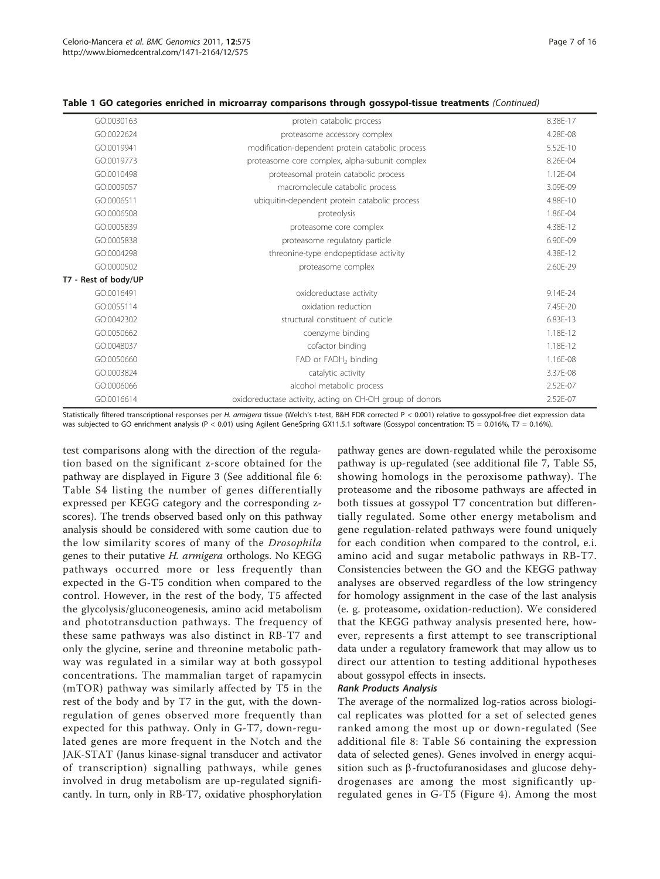**Table 1 GO categories enriched in microarray comparisons through gossypol-tissue treatments** *(Continued)*

| | | |
|---|---|---|
| GO:0030163 | protein catabolic process | 8.38E-17 |
| GO:0022624 | proteasome accessory complex | 4.28E-08 |
| GO:0019941 | modification-dependent protein catabolic process | 5.52E-10 |
| GO:0019773 | proteasome core complex, alpha-subunit complex | 8.26E-04 |
| GO:0010498 | proteasomal protein catabolic process | 1.12E-04 |
| GO:0009057 | macromolecule catabolic process | 3.09E-09 |
| GO:0006511 | ubiquitin-dependent protein catabolic process | 4.88E-10 |
| GO:0006508 | proteolysis | 1.86E-04 |
| GO:0005839 | proteasome core complex | 4.38E-12 |
| GO:0005838 | proteasome regulatory particle | 6.90E-09 |
| GO:0004298 | threonine-type endopeptidase activity | 4.38E-12 |
| GO:0000502 | proteasome complex | 2.60E-29 |
| **T7 - Rest of body/UP** | | |
| GO:0016491 | oxidoreductase activity | 9.14E-24 |
| GO:0055114 | oxidation reduction | 7.45E-20 |
| GO:0042302 | structural constituent of cuticle | 6.83E-13 |
| GO:0050662 | coenzyme binding | 1.18E-12 |
| GO:0048037 | cofactor binding | 1.18E-12 |
| GO:0050660 | FAD or $FADH_2$ binding | 1.16E-08 |
| GO:0003824 | catalytic activity | 3.37E-08 |
| GO:0006066 | alcohol metabolic process | 2.52E-07 |
| GO:0016614 | oxidoreductase activity, acting on CH-OH group of donors | 2.52E-07 |

Statistically filtered transcriptional responses per *H. armigera* tissue (Welch's t-test, B&H FDR corrected P < 0.001) relative to gossypol-free diet expression data was subjected to GO enrichment analysis (P < 0.01) using Agilent GeneSpring GX11.5.1 software (Gossypol concentration: T5 = 0.016%, T7 = 0.16%).

test comparisons along with the direction of the regulation based on the significant z-score obtained for the pathway are displayed in Figure 3 (See additional file 6: Table S4 listing the number of genes differentially expressed per KEGG category and the corresponding z-scores). The trends observed based only on this pathway analysis should be considered with some caution due to the low similarity scores of many of the *Drosophila* genes to their putative *H. armigera* orthologs. No KEGG pathways occurred more or less frequently than expected in the G-T5 condition when compared to the control. However, in the rest of the body, T5 affected the glycolysis/gluconeogenesis, amino acid metabolism and phototransduction pathways. The frequency of these same pathways was also distinct in RB-T7 and only the glycine, serine and threonine metabolic pathway was regulated in a similar way at both gossypol concentrations. The mammalian target of rapamycin (mTOR) pathway was similarly affected by T5 in the rest of the body and by T7 in the gut, with the down-regulation of genes observed more frequently than expected for this pathway. Only in G-T7, down-regulated genes are more frequent in the Notch and the JAK-STAT (Janus kinase-signal transducer and activator of transcription) signalling pathways, while genes involved in drug metabolism are up-regulated significantly. In turn, only in RB-T7, oxidative phosphorylation pathway genes are down-regulated while the peroxisome pathway is up-regulated (see additional file 7, Table S5, showing homologs in the peroxisome pathway). The proteasome and the ribosome pathways are affected in both tissues at gossypol T7 concentration but differentially regulated. Some other energy metabolism and gene regulation-related pathways were found uniquely for each condition when compared to the control, e.i. amino acid and sugar metabolic pathways in RB-T7. Consistencies between the GO and the KEGG pathway analyses are observed regardless of the low stringency for homology assignment in the case of the last analysis (e. g. proteasome, oxidation-reduction). We considered that the KEGG pathway analysis presented here, however, represents a first attempt to see transcriptional data under a regulatory framework that may allow us to direct our attention to testing additional hypotheses about gossypol effects in insects.

### Rank Products Analysis

The average of the normalized log-ratios across biological replicates was plotted for a set of selected genes ranked among the most up or down-regulated (See additional file 8: Table S6 containing the expression data of selected genes). Genes involved in energy acquisition such as β-fructofuranosidases and glucose dehydrogenases are among the most significantly up-regulated genes in G-T5 (Figure 4). Among the most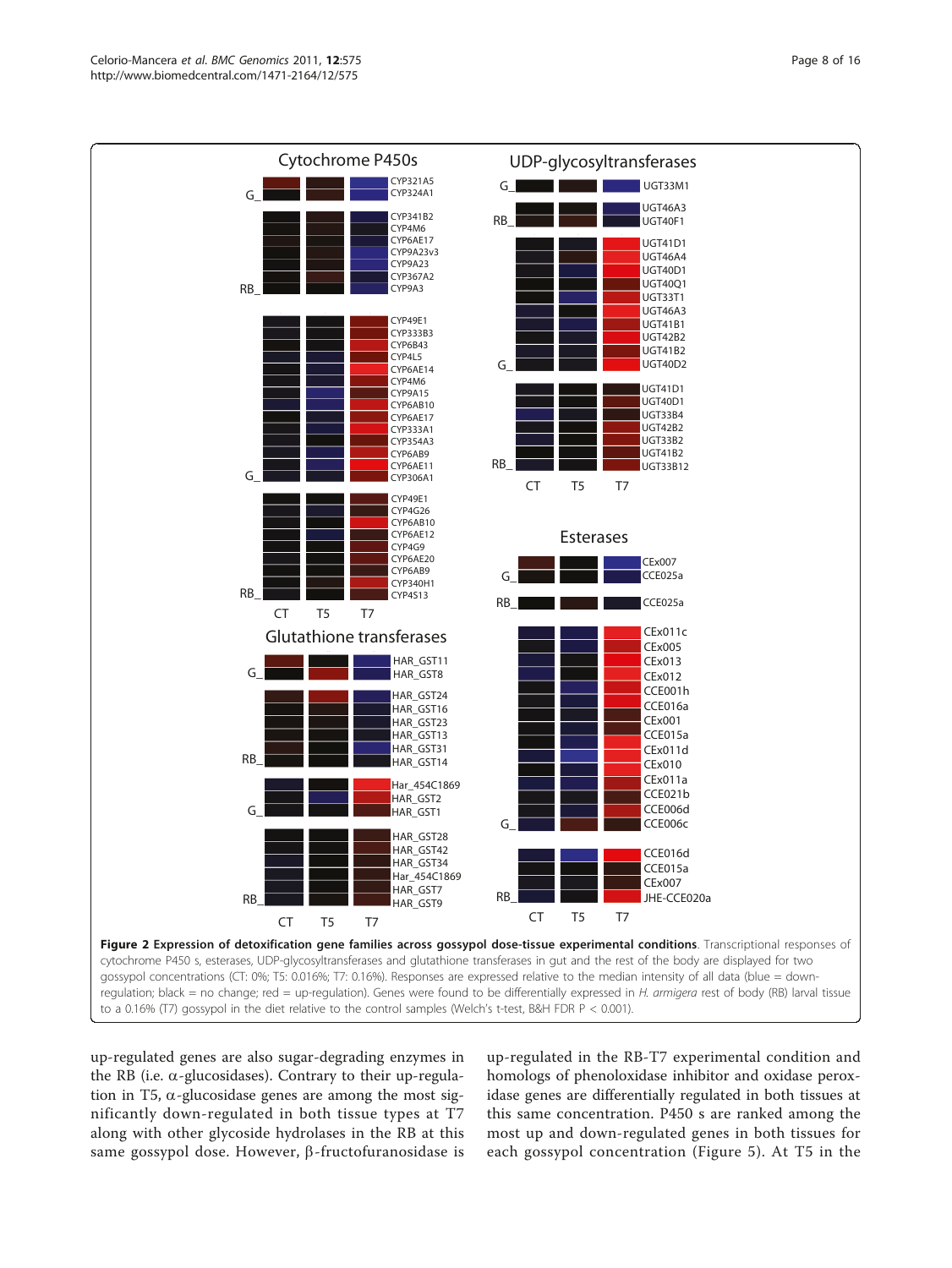**Figure 2 Expression of detoxification gene families across gossypol dose-tissue experimental conditions**. Transcriptional responses of cytochrome P450 s, esterases, UDP-glycosyltransferases and glutathione transferases in gut and the rest of the body are displayed for two gossypol concentrations (CT: 0%; T5: 0.016%; T7: 0.16%). Responses are expressed relative to the median intensity of all data (blue = down-regulation; black = no change; red = up-regulation). Genes were found to be differentially expressed in *H. armigera* rest of body (RB) larval tissue to a 0.16% (T7) gossypol in the diet relative to the control samples (Welch's t-test, B&H FDR P < 0.001).

up-regulated genes are also sugar-degrading enzymes in the RB (i.e. α-glucosidases). Contrary to their up-regulation in T5, α-glucosidase genes are among the most significantly down-regulated in both tissue types at T7 along with other glycoside hydrolases in the RB at this same gossypol dose. However, β-fructofuranosidase is up-regulated in the RB-T7 experimental condition and homologs of phenoloxidase inhibitor and oxidase peroxidase genes are differentially regulated in both tissues at this same concentration. P450 s are ranked among the most up and down-regulated genes in both tissues for each gossypol concentration (Figure 5). At T5 in the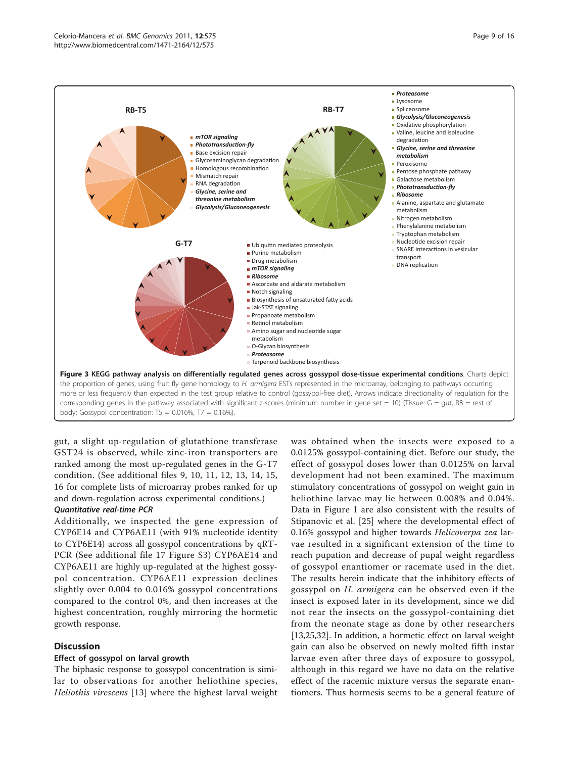**Figure 3 KEGG pathway analysis on differentially regulated genes across gossypol dose-tissue experimental conditions**. Charts depict the proportion of genes, using fruit fly gene homology to *H. armigera* ESTs represented in the microarray, belonging to pathways occurring more or less frequently than expected in the test group relative to control (gossypol-free diet). Arrows indicate directionality of regulation for the corresponding genes in the pathway associated with significant z-scores (minimum number in gene set = 10) (Tissue: G = gut, RB = rest of body; Gossypol concentration: T5 = 0.016%, T7 = 0.16%).

gut, a slight up-regulation of glutathione transferase GST24 is observed, while zinc-iron transporters are ranked among the most up-regulated genes in the G-T7 condition. (See additional files 9, 10, 11, 12, 13, 14, 15, 16 for complete lists of microarray probes ranked for up and down-regulation across experimental conditions.)

### Quantitative real-time PCR

Additionally, we inspected the gene expression of CYP6E14 and CYP6AE11 (with 91% nucleotide identity to CYP6E14) across all gossypol concentrations by qRT-PCR (See additional file 17 Figure S3) CYP6AE14 and CYP6AE11 are highly up-regulated at the highest gossypol concentration. CYP6AE11 expression declines slightly over 0.004 to 0.016% gossypol concentrations compared to the control 0%, and then increases at the highest concentration, roughly mirroring the hormetic growth response.

## Discussion

### Effect of gossypol on larval growth

The biphasic response to gossypol concentration is similar to observations for another heliothine species, *Heliothis virescens* [13] where the highest larval weight was obtained when the insects were exposed to a 0.0125% gossypol-containing diet. Before our study, the effect of gossypol doses lower than 0.0125% on larval development had not been examined. The maximum stimulatory concentrations of gossypol on weight gain in heliothine larvae may lie between 0.008% and 0.04%. Data in Figure 1 are also consistent with the results of Stipanovic et al. [25] where the developmental effect of 0.16% gossypol and higher towards *Helicoverpa zea* larvae resulted in a significant extension of the time to reach pupation and decrease of pupal weight regardless of gossypol enantiomer or racemate used in the diet. The results herein indicate that the inhibitory effects of gossypol on *H. armigera* can be observed even if the insect is exposed later in its development, since we did not rear the insects on the gossypol-containing diet from the neonate stage as done by other researchers [13,25,32]. In addition, a hormetic effect on larval weight gain can also be observed on newly molted fifth instar larvae even after three days of exposure to gossypol, although in this regard we have no data on the relative effect of the racemic mixture versus the separate enantiomers. Thus hormesis seems to be a general feature of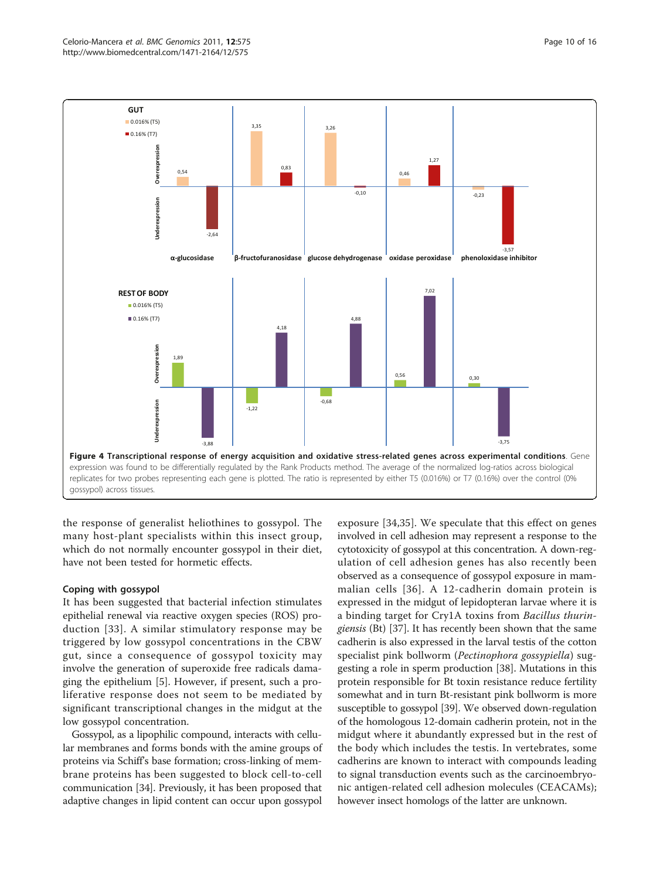**Figure 4 Transcriptional response of energy acquisition and oxidative stress-related genes across experimental conditions**. Gene expression was found to be differentially regulated by the Rank Products method. The average of the normalized log-ratios across biological replicates for two probes representing each gene is plotted. The ratio is represented by either T5 (0.016%) or T7 (0.16%) over the control (0% gossypol) across tissues.

the response of generalist heliothines to gossypol. The many host-plant specialists within this insect group, which do not normally encounter gossypol in their diet, have not been tested for hormetic effects.

### Coping with gossypol

It has been suggested that bacterial infection stimulates epithelial renewal via reactive oxygen species (ROS) production [33]. A similar stimulatory response may be triggered by low gossypol concentrations in the CBW gut, since a consequence of gossypol toxicity may involve the generation of superoxide free radicals damaging the epithelium [5]. However, if present, such a proliferative response does not seem to be mediated by significant transcriptional changes in the midgut at the low gossypol concentration.

Gossypol, as a lipophilic compound, interacts with cellular membranes and forms bonds with the amine groups of proteins via Schiff's base formation; cross-linking of membrane proteins has been suggested to block cell-to-cell communication [34]. Previously, it has been proposed that adaptive changes in lipid content can occur upon gossypol exposure [34,35]. We speculate that this effect on genes involved in cell adhesion may represent a response to the cytotoxicity of gossypol at this concentration. A down-regulation of cell adhesion genes has also recently been observed as a consequence of gossypol exposure in mammalian cells [36]. A 12-cadherin domain protein is expressed in the midgut of lepidopteran larvae where it is a binding target for Cry1A toxins from *Bacillus thuringiensis* (Bt) [37]. It has recently been shown that the same cadherin is also expressed in the larval testis of the cotton specialist pink bollworm (*Pectinophora gossypiella*) suggesting a role in sperm production [38]. Mutations in this protein responsible for Bt toxin resistance reduce fertility somewhat and in turn Bt-resistant pink bollworm is more susceptible to gossypol [39]. We observed down-regulation of the homologous 12-domain cadherin protein, not in the midgut where it abundantly expressed but in the rest of the body which includes the testis. In vertebrates, some cadherins are known to interact with compounds leading to signal transduction events such as the carcinoembryonic antigen-related cell adhesion molecules (CEACAMs); however insect homologs of the latter are unknown.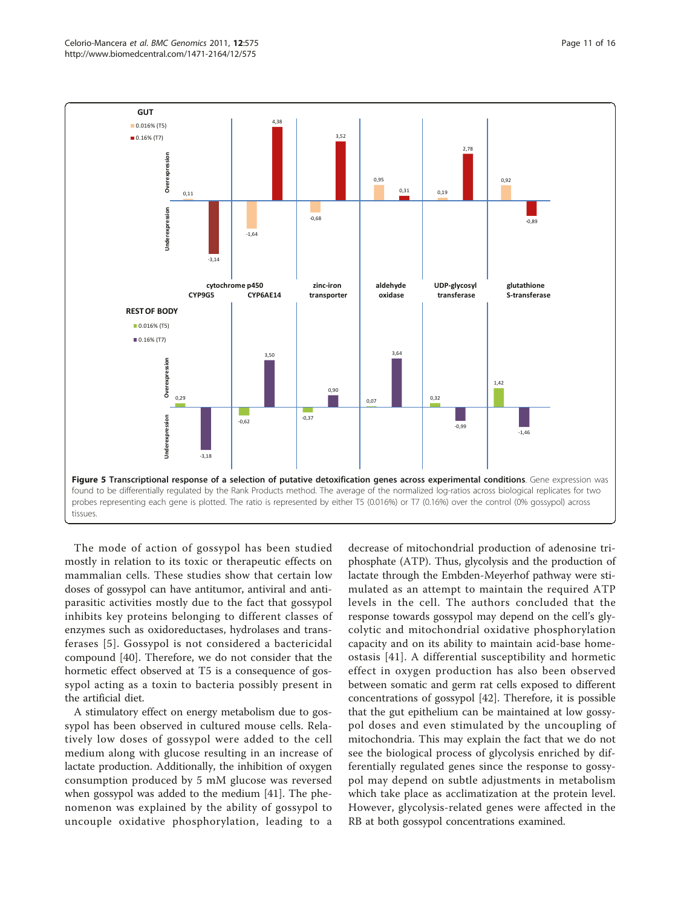**Figure 5 Transcriptional response of a selection of putative detoxification genes across experimental conditions**. Gene expression was found to be differentially regulated by the Rank Products method. The average of the normalized log-ratios across biological replicates for two probes representing each gene is plotted. The ratio is represented by either T5 (0.016%) or T7 (0.16%) over the control (0% gossypol) across tissues.

The mode of action of gossypol has been studied mostly in relation to its toxic or therapeutic effects on mammalian cells. These studies show that certain low doses of gossypol can have antitumor, antiviral and antiparasitic activities mostly due to the fact that gossypol inhibits key proteins belonging to different classes of enzymes such as oxidoreductases, hydrolases and transferases [5]. Gossypol is not considered a bactericidal compound [40]. Therefore, we do not consider that the hormetic effect observed at T5 is a consequence of gossypol acting as a toxin to bacteria possibly present in the artificial diet.

A stimulatory effect on energy metabolism due to gossypol has been observed in cultured mouse cells. Relatively low doses of gossypol were added to the cell medium along with glucose resulting in an increase of lactate production. Additionally, the inhibition of oxygen consumption produced by 5 mM glucose was reversed when gossypol was added to the medium [41]. The phenomenon was explained by the ability of gossypol to uncouple oxidative phosphorylation, leading to a decrease of mitochondrial production of adenosine triphosphate (ATP). Thus, glycolysis and the production of lactate through the Embden-Meyerhof pathway were stimulated as an attempt to maintain the required ATP levels in the cell. The authors concluded that the response towards gossypol may depend on the cell's glycolytic and mitochondrial oxidative phosphorylation capacity and on its ability to maintain acid-base homeostasis [41]. A differential susceptibility and hormetic effect in oxygen production has also been observed between somatic and germ rat cells exposed to different concentrations of gossypol [42]. Therefore, it is possible that the gut epithelium can be maintained at low gossypol doses and even stimulated by the uncoupling of mitochondria. This may explain the fact that we do not see the biological process of glycolysis enriched by differentially regulated genes since the response to gossypol may depend on subtle adjustments in metabolism which take place as acclimatization at the protein level. However, glycolysis-related genes were affected in the RB at both gossypol concentrations examined.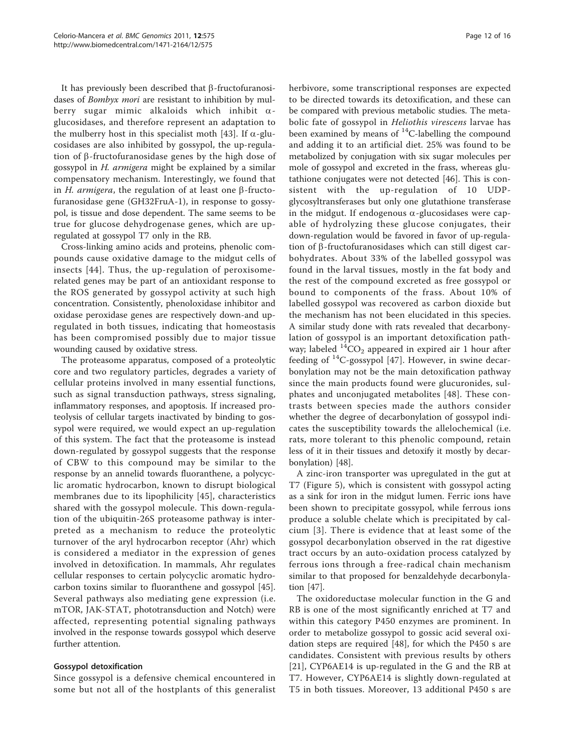It has previously been described that β-fructofuranosidases of *Bombyx mori* are resistant to inhibition by mulberry sugar mimic alkaloids which inhibit α-glucosidases, and therefore represent an adaptation to the mulberry host in this specialist moth [43]. If α-glucosidases are also inhibited by gossypol, the up-regulation of β-fructofuranosidase genes by the high dose of gossypol in *H. armigera* might be explained by a similar compensatory mechanism. Interestingly, we found that in *H. armigera*, the regulation of at least one β-fructofuranosidase gene (GH32FruA-1), in response to gossypol, is tissue and dose dependent. The same seems to be true for glucose dehydrogenase genes, which are up-regulated at gossypol T7 only in the RB.

Cross-linking amino acids and proteins, phenolic compounds cause oxidative damage to the midgut cells of insects [44]. Thus, the up-regulation of peroxisome-related genes may be part of an antioxidant response to the ROS generated by gossypol activity at such high concentration. Consistently, phenoloxidase inhibitor and oxidase peroxidase genes are respectively down-and up-regulated in both tissues, indicating that homeostasis has been compromised possibly due to major tissue wounding caused by oxidative stress.

The proteasome apparatus, composed of a proteolytic core and two regulatory particles, degrades a variety of cellular proteins involved in many essential functions, such as signal transduction pathways, stress signaling, inflammatory responses, and apoptosis. If increased proteolysis of cellular targets inactivated by binding to gossypol were required, we would expect an up-regulation of this system. The fact that the proteasome is instead down-regulated by gossypol suggests that the response of CBW to this compound may be similar to the response by an annelid towards fluoranthene, a polycyclic aromatic hydrocarbon, known to disrupt biological membranes due to its lipophilicity [45], characteristics shared with the gossypol molecule. This down-regulation of the ubiquitin-26S proteasome pathway is interpreted as a mechanism to reduce the proteolytic turnover of the aryl hydrocarbon receptor (Ahr) which is considered a mediator in the expression of genes involved in detoxification. In mammals, Ahr regulates cellular responses to certain polycyclic aromatic hydrocarbon toxins similar to fluoranthene and gossypol [45]. Several pathways also mediating gene expression (i.e. mTOR, JAK-STAT, phototransduction and Notch) were affected, representing potential signaling pathways involved in the response towards gossypol which deserve further attention.

### Gossypol detoxification

Since gossypol is a defensive chemical encountered in some but not all of the hostplants of this generalist herbivore, some transcriptional responses are expected to be directed towards its detoxification, and these can be compared with previous metabolic studies. The metabolic fate of gossypol in *Heliothis virescens* larvae has been examined by means of $^{14}$C-labelling the compound and adding it to an artificial diet. 25% was found to be metabolized by conjugation with six sugar molecules per mole of gossypol and excreted in the frass, whereas glutathione conjugates were not detected [46]. This is consistent with the up-regulation of 10 UDP-glycosyltransferases but only one glutathione transferase in the midgut. If endogenous α-glucosidases were capable of hydrolyzing these glucose conjugates, their down-regulation would be favored in favor of up-regulation of β-fructofuranosidases which can still digest carbohydrates. About 33% of the labelled gossypol was found in the larval tissues, mostly in the fat body and the rest of the compound excreted as free gossypol or bound to components of the frass. About 10% of labelled gossypol was recovered as carbon dioxide but the mechanism has not been elucidated in this species. A similar study done with rats revealed that decarbonylation of gossypol is an important detoxification pathway; labeled $^{14}CO_2$ appeared in expired air 1 hour after feeding of $^{14}$C-gossypol [47]. However, in swine decarbonylation may not be the main detoxification pathway since the main products found were glucuronides, sulphates and unconjugated metabolites [48]. These contrasts between species made the authors consider whether the degree of decarbonylation of gossypol indicates the susceptibility towards the allelochemical (i.e. rats, more tolerant to this phenolic compound, retain less of it in their tissues and detoxify it mostly by decarbonylation) [48].

A zinc-iron transporter was upregulated in the gut at T7 (Figure 5), which is consistent with gossypol acting as a sink for iron in the midgut lumen. Ferric ions have been shown to precipitate gossypol, while ferrous ions produce a soluble chelate which is precipitated by calcium [3]. There is evidence that at least some of the gossypol decarbonylation observed in the rat digestive tract occurs by an auto-oxidation process catalyzed by ferrous ions through a free-radical chain mechanism similar to that proposed for benzaldehyde decarbonylation [47].

The oxidoreductase molecular function in the G and RB is one of the most significantly enriched at T7 and within this category P450 enzymes are prominent. In order to metabolize gossypol to gossic acid several oxidation steps are required [48], for which the P450 s are candidates. Consistent with previous results by others [21], CYP6AE14 is up-regulated in the G and the RB at T7. However, CYP6AE14 is slightly down-regulated at T5 in both tissues. Moreover, 13 additional P450 s are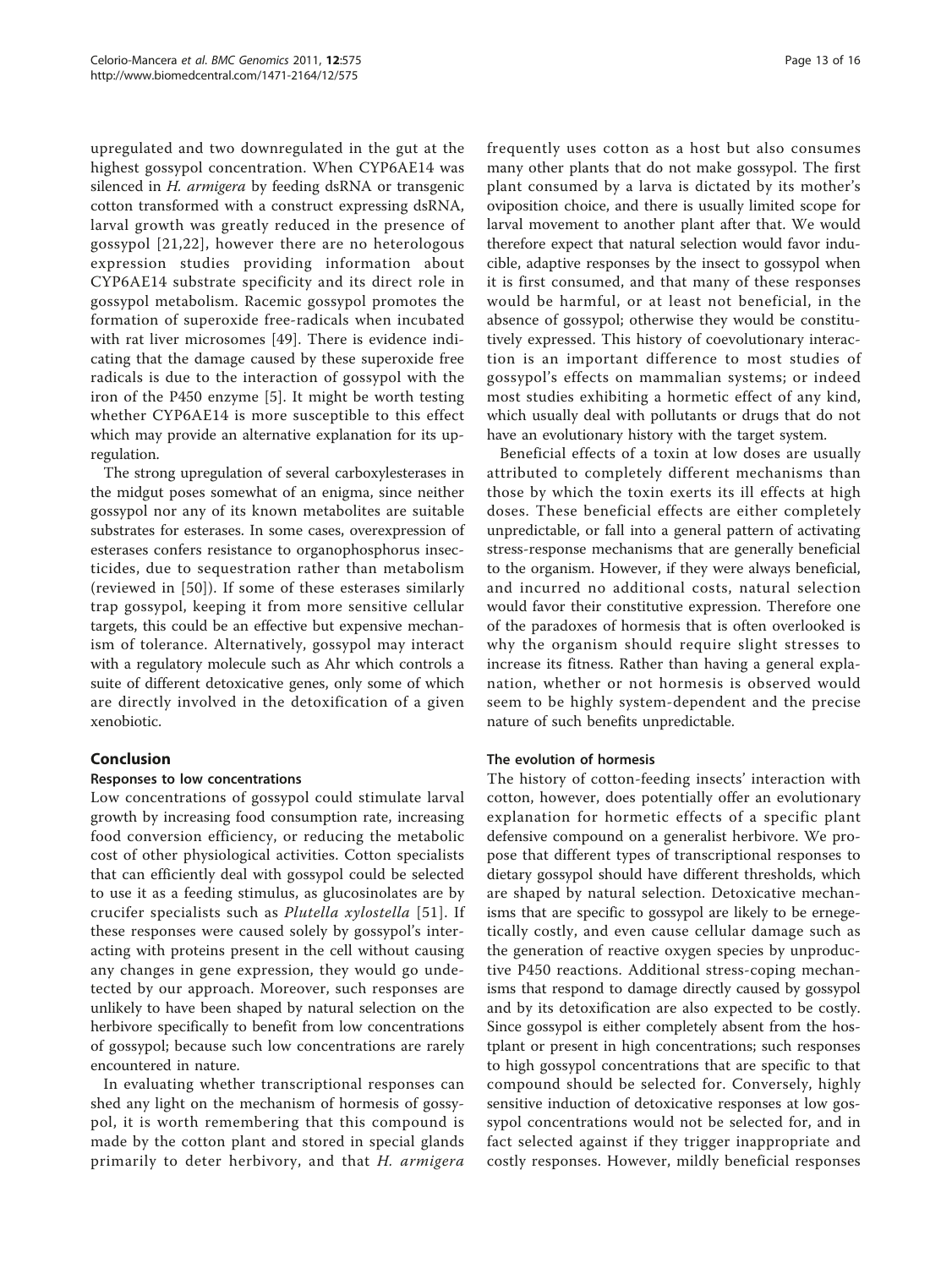upregulated and two downregulated in the gut at the highest gossypol concentration. When CYP6AE14 was silenced in *H. armigera* by feeding dsRNA or transgenic cotton transformed with a construct expressing dsRNA, larval growth was greatly reduced in the presence of gossypol [21,22], however there are no heterologous expression studies providing information about CYP6AE14 substrate specificity and its direct role in gossypol metabolism. Racemic gossypol promotes the formation of superoxide free-radicals when incubated with rat liver microsomes [49]. There is evidence indicating that the damage caused by these superoxide free radicals is due to the interaction of gossypol with the iron of the P450 enzyme [5]. It might be worth testing whether CYP6AE14 is more susceptible to this effect which may provide an alternative explanation for its upregulation.

The strong upregulation of several carboxylesterases in the midgut poses somewhat of an enigma, since neither gossypol nor any of its known metabolites are suitable substrates for esterases. In some cases, overexpression of esterases confers resistance to organophosphorus insecticides, due to sequestration rather than metabolism (reviewed in [50]). If some of these esterases similarly trap gossypol, keeping it from more sensitive cellular targets, this could be an effective but expensive mechanism of tolerance. Alternatively, gossypol may interact with a regulatory molecule such as Ahr which controls a suite of different detoxicative genes, only some of which are directly involved in the detoxification of a given xenobiotic.

## Conclusion

### Responses to low concentrations

Low concentrations of gossypol could stimulate larval growth by increasing food consumption rate, increasing food conversion efficiency, or reducing the metabolic cost of other physiological activities. Cotton specialists that can efficiently deal with gossypol could be selected to use it as a feeding stimulus, as glucosinolates are by crucifer specialists such as *Plutella xylostella* [51]. If these responses were caused solely by gossypol's interacting with proteins present in the cell without causing any changes in gene expression, they would go undetected by our approach. Moreover, such responses are unlikely to have been shaped by natural selection on the herbivore specifically to benefit from low concentrations of gossypol; because such low concentrations are rarely encountered in nature.

In evaluating whether transcriptional responses can shed any light on the mechanism of hormesis of gossypol, it is worth remembering that this compound is made by the cotton plant and stored in special glands primarily to deter herbivory, and that *H. armigera* frequently uses cotton as a host but also consumes many other plants that do not make gossypol. The first plant consumed by a larva is dictated by its mother's oviposition choice, and there is usually limited scope for larval movement to another plant after that. We would therefore expect that natural selection would favor inducible, adaptive responses by the insect to gossypol when it is first consumed, and that many of these responses would be harmful, or at least not beneficial, in the absence of gossypol; otherwise they would be constitutively expressed. This history of coevolutionary interaction is an important difference to most studies of gossypol's effects on mammalian systems; or indeed most studies exhibiting a hormetic effect of any kind, which usually deal with pollutants or drugs that do not have an evolutionary history with the target system.

Beneficial effects of a toxin at low doses are usually attributed to completely different mechanisms than those by which the toxin exerts its ill effects at high doses. These beneficial effects are either completely unpredictable, or fall into a general pattern of activating stress-response mechanisms that are generally beneficial to the organism. However, if they were always beneficial, and incurred no additional costs, natural selection would favor their constitutive expression. Therefore one of the paradoxes of hormesis that is often overlooked is why the organism should require slight stresses to increase its fitness. Rather than having a general explanation, whether or not hormesis is observed would seem to be highly system-dependent and the precise nature of such benefits unpredictable.

### The evolution of hormesis

The history of cotton-feeding insects' interaction with cotton, however, does potentially offer an evolutionary explanation for hormetic effects of a specific plant defensive compound on a generalist herbivore. We propose that different types of transcriptional responses to dietary gossypol should have different thresholds, which are shaped by natural selection. Detoxicative mechanisms that are specific to gossypol are likely to be ernegetically costly, and even cause cellular damage such as the generation of reactive oxygen species by unproductive P450 reactions. Additional stress-coping mechanisms that respond to damage directly caused by gossypol and by its detoxification are also expected to be costly. Since gossypol is either completely absent from the hostplant or present in high concentrations; such responses to high gossypol concentrations that are specific to that compound should be selected for. Conversely, highly sensitive induction of detoxicative responses at low gossypol concentrations would not be selected for, and in fact selected against if they trigger inappropriate and costly responses. However, mildly beneficial responses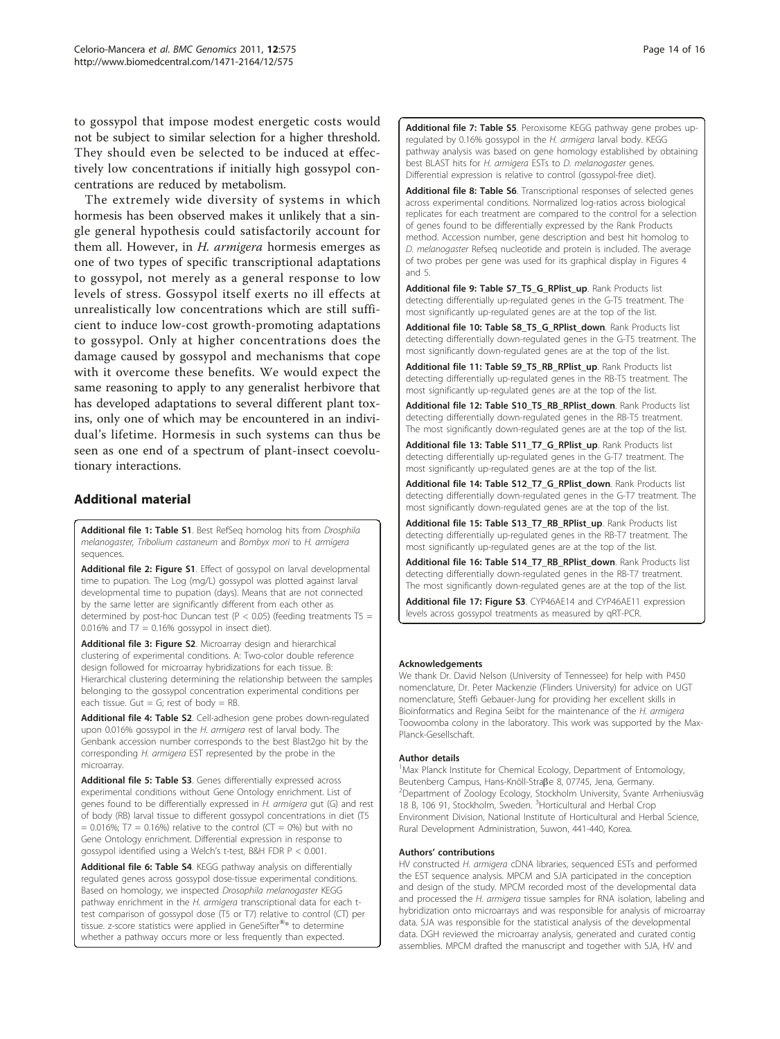to gossypol that impose modest energetic costs would not be subject to similar selection for a higher threshold. They should even be selected to be induced at effectively low concentrations if initially high gossypol concentrations are reduced by metabolism.

The extremely wide diversity of systems in which hormesis has been observed makes it unlikely that a single general hypothesis could satisfactorily account for them all. However, in *H. armigera* hormesis emerges as one of two types of specific transcriptional adaptations to gossypol, not merely as a general response to low levels of stress. Gossypol itself exerts no ill effects at unrealistically low concentrations which are still sufficient to induce low-cost growth-promoting adaptations to gossypol. Only at higher concentrations does the damage caused by gossypol and mechanisms that cope with it overcome these benefits. We would expect the same reasoning to apply to any generalist herbivore that has developed adaptations to several different plant toxins, only one of which may be encountered in an individual's lifetime. Hormesis in such systems can thus be seen as one end of a spectrum of plant-insect coevolutionary interactions.

## Additional material

**Additional file 1: Table S1**. Best RefSeq homolog hits from *Drosphila melanogaster*, *Tribolium castaneum* and *Bombyx mori* to *H. armigera* sequences.

**Additional file 2: Figure S1**. Effect of gossypol on larval developmental time to pupation. The Log (mg/L) gossypol was plotted against larval developmental time to pupation (days). Means that are not connected by the same letter are significantly different from each other as determined by post-hoc Duncan test ($P < 0.05$) (feeding treatments T5 = 0.016% and T7 = 0.16% gossypol in insect diet).

**Additional file 3: Figure S2**. Microarray design and hierarchical clustering of experimental conditions. A: Two-color double reference design followed for microarray hybridizations for each tissue. B: Hierarchical clustering determining the relationship between the samples belonging to the gossypol concentration experimental conditions per each tissue. Gut = G; rest of body = RB.

**Additional file 4: Table S2**. Cell-adhesion gene probes down-regulated upon 0.016% gossypol in the *H. armigera* rest of larval body. The Genbank accession number corresponds to the best Blast2go hit by the corresponding *H. armigera* EST represented by the probe in the microarray.

**Additional file 5: Table S3**. Genes differentially expressed across experimental conditions without Gene Ontology enrichment. List of genes found to be differentially expressed in *H. armigera* gut (G) and rest of body (RB) larval tissue to different gossypol concentrations in diet (T5 = 0.016%; T7 = 0.16%) relative to the control (CT = 0%) but with no Gene Ontology enrichment. Differential expression in response to gossypol identified using a Welch's t-test, B&H FDR $P < 0.001$.

**Additional file 6: Table S4**. KEGG pathway analysis on differentially regulated genes across gossypol dose-tissue experimental conditions. Based on homology, we inspected *Drosophila melanogaster* KEGG pathway enrichment in the *H. armigera* transcriptional data for each t-test comparison of gossypol dose (T5 or T7) relative to control (CT) per tissue. z-score statistics were applied in GeneSifter®® to determine whether a pathway occurs more or less frequently than expected.

**Additional file 7: Table S5**. Peroxisome KEGG pathway gene probes up-regulated by 0.16% gossypol in the *H. armigera* larval body. KEGG pathway analysis was based on gene homology established by obtaining best BLAST hits for *H. armigera* ESTs to *D. melanogaster* genes. Differential expression is relative to control (gossypol-free diet).

**Additional file 8: Table S6**. Transcriptional responses of selected genes across experimental conditions. Normalized log-ratios across biological replicates for each treatment are compared to the control for a selection of genes found to be differentially expressed by the Rank Products method. Accession number, gene description and best hit homolog to *D. melanogaster* Refseq nucleotide and protein is included. The average of two probes per gene was used for its graphical display in Figures 4 and 5.

**Additional file 9: Table S7_T5_G_RPlist_up**. Rank Products list detecting differentially up-regulated genes in the G-T5 treatment. The most significantly up-regulated genes are at the top of the list.

**Additional file 10: Table S8_T5_G_RPlist_down**. Rank Products list detecting differentially down-regulated genes in the G-T5 treatment. The most significantly down-regulated genes are at the top of the list.

**Additional file 11: Table S9_T5_RB_RPlist_up**. Rank Products list detecting differentially up-regulated genes in the RB-T5 treatment. The most significantly up-regulated genes are at the top of the list.

**Additional file 12: Table S10_T5_RB_RPlist_down**. Rank Products list detecting differentially down-regulated genes in the RB-T5 treatment. The most significantly down-regulated genes are at the top of the list.

**Additional file 13: Table S11_T7_G_RPlist_up**. Rank Products list detecting differentially up-regulated genes in the G-T7 treatment. The most significantly up-regulated genes are at the top of the list.

**Additional file 14: Table S12_T7_G_RPlist_down**. Rank Products list detecting differentially down-regulated genes in the G-T7 treatment. The most significantly down-regulated genes are at the top of the list.

**Additional file 15: Table S13_T7_RB_RPlist_up**. Rank Products list detecting differentially up-regulated genes in the RB-T7 treatment. The most significantly up-regulated genes are at the top of the list.

**Additional file 16: Table S14_T7_RB_RPlist_down**. Rank Products list detecting differentially down-regulated genes in the RB-T7 treatment. The most significantly down-regulated genes are at the top of the list.

**Additional file 17: Figure S3**. CYP46AE14 and CYP46AE11 expression levels across gossypol treatments as measured by qRT-PCR.

#### Acknowledgements

We thank Dr. David Nelson (University of Tennessee) for help with P450 nomenclature, Dr. Peter Mackenzie (Flinders University) for advice on UGT nomenclature, Steffi Gebauer-Jung for providing her excellent skills in Bioinformatics and Regina Seibt for the maintenance of the *H. armigera* Toowoomba colony in the laboratory. This work was supported by the Max-Planck-Gesellschaft.

#### Author details

[1]Max Planck Institute for Chemical Ecology, Department of Entomology, Beutenberg Campus, Hans-Knöll-Straβe 8, 07745, Jena, Germany. [2]Department of Zoology Ecology, Stockholm University, Svante Arrheniusväg 18 B, 106 91, Stockholm, Sweden. [3]Horticultural and Herbal Crop Environment Division, National Institute of Horticultural and Herbal Science, Rural Development Administration, Suwon, 441-440, Korea.

#### Authors' contributions

HV constructed *H. armigera* cDNA libraries, sequenced ESTs and performed the EST sequence analysis. MPCM and SJA participated in the conception and design of the study. MPCM recorded most of the developmental data and processed the *H. armigera* tissue samples for RNA isolation, labeling and hybridization onto microarrays and was responsible for analysis of microarray data. SJA was responsible for the statistical analysis of the developmental data. DGH reviewed the microarray analysis, generated and curated contig assemblies. MPCM drafted the manuscript and together with SJA, HV and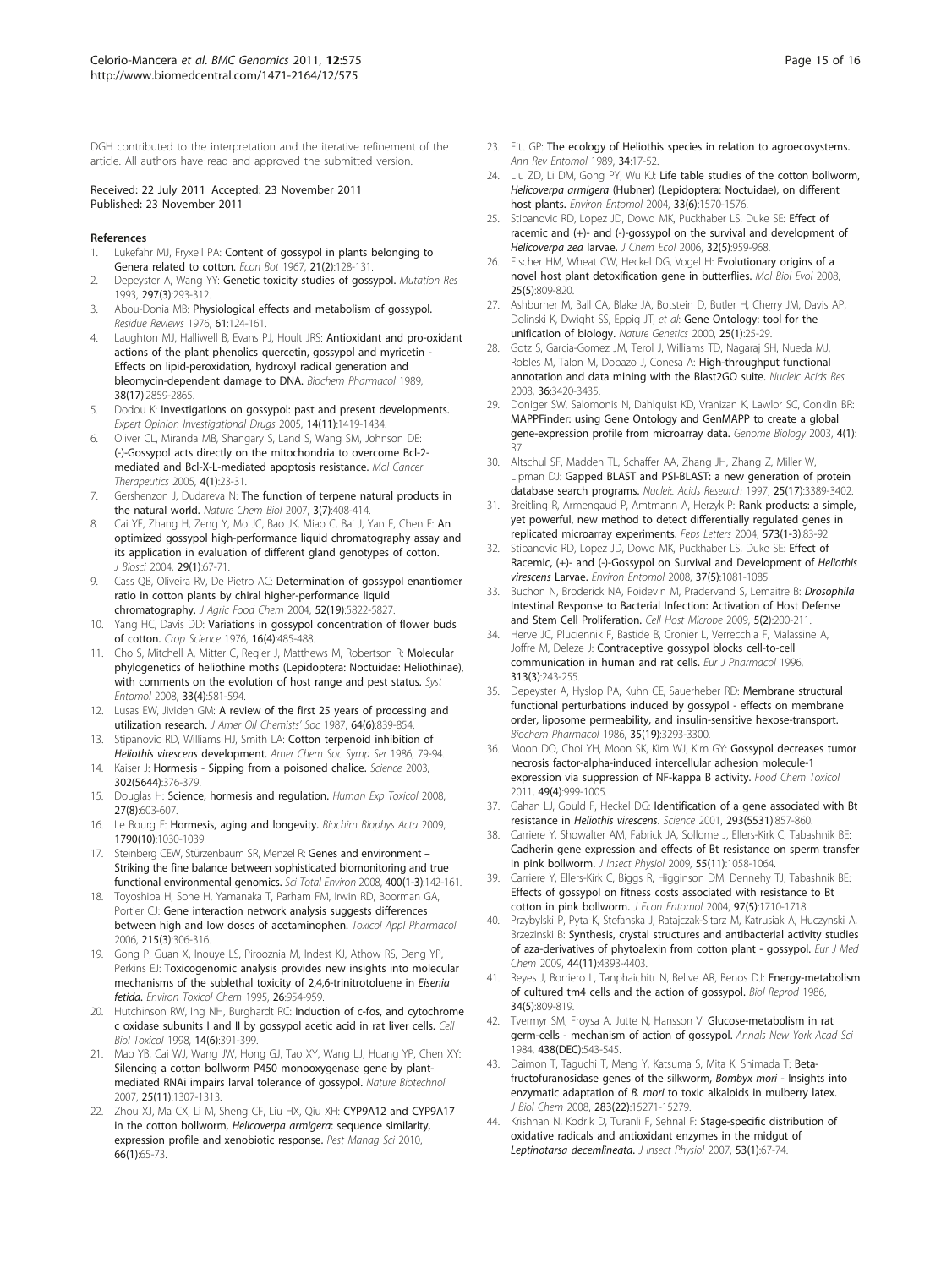DGH contributed to the interpretation and the iterative refinement of the article. All authors have read and approved the submitted version.

Received: 22 July 2011 Accepted: 23 November 2011
Published: 23 November 2011

## References

1. Lukefahr MJ, Fryxell PA: **Content of gossypol in plants belonging to Genera related to cotton.** *Econ Bot* 1967, **21(2)**:128-131.
2. Depeyster A, Wang YY: **Genetic toxicity studies of gossypol.** *Mutation Res* 1993, **297(3)**:293-312.
3. Abou-Donia MB: **Physiological effects and metabolism of gossypol.** *Residue Reviews* 1976, **61**:124-161.
4. Laughton MJ, Halliwell B, Evans PJ, Hoult JRS: **Antioxidant and pro-oxidant actions of the plant phenolics quercetin, gossypol and myricetin - Effects on lipid-peroxidation, hydroxyl radical generation and bleomycin-dependent damage to DNA.** *Biochem Pharmacol* 1989, **38(17)**:2859-2865.
5. Dodou K: **Investigations on gossypol: past and present developments.** *Expert Opinion Investigational Drugs* 2005, **14(11)**:1419-1434.
6. Oliver CL, Miranda MB, Shangary S, Land S, Wang SM, Johnson DE: **(-)-Gossypol acts directly on the mitochondria to overcome Bcl-2-mediated and Bcl-X-L-mediated apoptosis resistance.** *Mol Cancer Therapeutics* 2005, **4(1)**:23-31.
7. Gershenzon J, Dudareva N: **The function of terpene natural products in the natural world.** *Nature Chem Biol* 2007, **3(7)**:408-414.
8. Cai YF, Zhang H, Zeng Y, Mo JC, Bao JK, Miao C, Bai J, Yan F, Chen F: **An optimized gossypol high-performance liquid chromatography assay and its application in evaluation of different gland genotypes of cotton.** *J Biosci* 2004, **29(1)**:67-71.
9. Cass QB, Oliveira RV, De Pietro AC: **Determination of gossypol enantiomer ratio in cotton plants by chiral higher-performance liquid chromatography.** *J Agric Food Chem* 2004, **52(19)**:5822-5827.
10. Yang HC, Davis DD: **Variations in gossypol concentration of flower buds of cotton.** *Crop Science* 1976, **16(4)**:485-488.
11. Cho S, Mitchell A, Mitter C, Regier J, Matthews M, Robertson R: **Molecular phylogenetics of heliothine moths (Lepidoptera: Noctuidae: Heliothinae), with comments on the evolution of host range and pest status.** *Syst Entomol* 2008, **33(4)**:581-594.
12. Lusas EW, Jividen GM: **A review of the first 25 years of processing and utilization research.** *J Amer Oil Chemists' Soc* 1987, **64(6)**:839-854.
13. Stipanovic RD, Williams HJ, Smith LA: **Cotton terpenoid inhibition of *Heliothis virescens* development.** *Amer Chem Soc Symp Ser* 1986, 79-94.
14. Kaiser J: **Hormesis - Sipping from a poisoned chalice.** *Science* 2003, **302(5644)**:376-379.
15. Douglas H: **Science, hormesis and regulation.** *Human Exp Toxicol* 2008, **27(8)**:603-607.
16. Le Bourg E: **Hormesis, aging and longevity.** *Biochim Biophys Acta* 2009, **1790(10)**:1030-1039.
17. Steinberg CEW, Stürzenbaum SR, Menzel R: **Genes and environment – Striking the fine balance between sophisticated biomonitoring and true functional environmental genomics.** *Sci Total Environ* 2008, **400(1-3)**:142-161.
18. Toyoshiba H, Sone H, Yamanaka T, Parham FM, Irwin RD, Boorman GA, Portier CJ: **Gene interaction network analysis suggests differences between high and low doses of acetaminophen.** *Toxicol Appl Pharmacol* 2006, **215(3)**:306-316.
19. Gong P, Guan X, Inouye LS, Pirooznia M, Indest KJ, Athow RS, Deng YP, Perkins EJ: **Toxicogenomic analysis provides new insights into molecular mechanisms of the sublethal toxicity of 2,4,6-trinitrotoluene in *Eisenia fetida*.** *Environ Toxicol Chem* 1995, **26**:954-959.
20. Hutchinson RW, Ing NH, Burghardt RC: **Induction of c-fos, and cytochrome c oxidase subunits I and II by gossypol acetic acid in rat liver cells.** *Cell Biol Toxicol* 1998, **14(6)**:391-399.
21. Mao YB, Cai WJ, Wang JW, Hong GJ, Tao XY, Wang LJ, Huang YP, Chen XY: **Silencing a cotton bollworm P450 monooxygenase gene by plant-mediated RNAi impairs larval tolerance of gossypol.** *Nature Biotechnol* 2007, **25(11)**:1307-1313.
22. Zhou XJ, Ma CX, Li M, Sheng CF, Liu HX, Qiu XH: **CYP9A12 and CYP9A17 in the cotton bollworm, *Helicoverpa armigera*: sequence similarity, expression profile and xenobiotic response.** *Pest Manag Sci* 2010, **66(1)**:65-73.
23. Fitt GP: **The ecology of Heliothis species in relation to agroecosystems.** *Ann Rev Entomol* 1989, **34**:17-52.
24. Liu ZD, Li DM, Gong PY, Wu KJ: **Life table studies of the cotton bollworm, *Helicoverpa armigera* (Hubner) (Lepidoptera: Noctuidae), on different host plants.** *Environ Entomol* 2004, **33(6)**:1570-1576.
25. Stipanovic RD, Lopez JD, Dowd MK, Puckhaber LS, Duke SE: **Effect of racemic and (+)- and (-)-gossypol on the survival and development of *Helicoverpa zea* larvae.** *J Chem Ecol* 2006, **32(5)**:959-968.
26. Fischer HM, Wheat CW, Heckel DG, Vogel H: **Evolutionary origins of a novel host plant detoxification gene in butterflies.** *Mol Biol Evol* 2008, **25(5)**:809-820.
27. Ashburner M, Ball CA, Blake JA, Botstein D, Butler H, Cherry JM, Davis AP, Dolinski K, Dwight SS, Eppig JT, *et al*: **Gene Ontology: tool for the unification of biology.** *Nature Genetics* 2000, **25(1)**:25-29.
28. Gotz S, Garcia-Gomez JM, Terol J, Williams TD, Nagaraj SH, Nueda MJ, Robles M, Talon M, Dopazo J, Conesa A: **High-throughput functional annotation and data mining with the Blast2GO suite.** *Nucleic Acids Res* 2008, **36**:3420-3435.
29. Doniger SW, Salomonis N, Dahlquist KD, Vranizan K, Lawlor SC, Conklin BR: **MAPPFinder: using Gene Ontology and GenMAPP to create a global gene-expression profile from microarray data.** *Genome Biology* 2003, **4(1)**: R7.
30. Altschul SF, Madden TL, Schaffer AA, Zhang JH, Zhang Z, Miller W, Lipman DJ: **Gapped BLAST and PSI-BLAST: a new generation of protein database search programs.** *Nucleic Acids Research* 1997, **25(17)**:3389-3402.
31. Breitling R, Armengaud P, Amtmann A, Herzyk P: **Rank products: a simple, yet powerful, new method to detect differentially regulated genes in replicated microarray experiments.** *Febs Letters* 2004, **573(1-3)**:83-92.
32. Stipanovic RD, Lopez JD, Dowd MK, Puckhaber LS, Duke SE: **Effect of Racemic, (+)- and (-)-Gossypol on Survival and Development of *Heliothis virescens* Larvae.** *Environ Entomol* 2008, **37(5)**:1081-1085.
33. Buchon N, Broderick NA, Poidevin M, Pradervand S, Lemaitre B: ***Drosophila* Intestinal Response to Bacterial Infection: Activation of Host Defense and Stem Cell Proliferation.** *Cell Host Microbe* 2009, **5(2)**:200-211.
34. Herve JC, Pluciennik F, Bastide B, Cronier L, Verrecchia F, Malassine A, Joffre M, Deleze J: **Contraceptive gossypol blocks cell-to-cell communication in human and rat cells.** *Eur J Pharmacol* 1996, **313(3)**:243-255.
35. Depeyster A, Hyslop PA, Kuhn CE, Sauerheber RD: **Membrane structural functional perturbations induced by gossypol - effects on membrane order, liposome permeability, and insulin-sensitive hexose-transport.** *Biochem Pharmacol* 1986, **35(19)**:3293-3300.
36. Moon DO, Choi YH, Moon SK, Kim WJ, Kim GY: **Gossypol decreases tumor necrosis factor-alpha-induced intercellular adhesion molecule-1 expression via suppression of NF-kappa B activity.** *Food Chem Toxicol* 2011, **49(4)**:999-1005.
37. Gahan LJ, Gould F, Heckel DG: **Identification of a gene associated with Bt resistance in *Heliothis virescens*.** *Science* 2001, **293(5531)**:857-860.
38. Carriere Y, Showalter AM, Fabrick JA, Sollome J, Ellers-Kirk C, Tabashnik BE: **Cadherin gene expression and effects of Bt resistance on sperm transfer in pink bollworm.** *J Insect Physiol* 2009, **55(11)**:1058-1064.
39. Carriere Y, Ellers-Kirk C, Biggs R, Higginson DM, Dennehy TJ, Tabashnik BE: **Effects of gossypol on fitness costs associated with resistance to Bt cotton in pink bollworm.** *J Econ Entomol* 2004, **97(5)**:1710-1718.
40. Przybylski P, Pyta K, Stefanska J, Ratajczak-Sitarz M, Katrusiak A, Huczynski A, Brzezinski B: **Synthesis, crystal structures and antibacterial activity studies of aza-derivatives of phytoalexin from cotton plant - gossypol.** *Eur J Med Chem* 2009, **44(11)**:4393-4403.
41. Reyes J, Borriero L, Tanphaichitr N, Bellve AR, Benos DJ: **Energy-metabolism of cultured tm4 cells and the action of gossypol.** *Biol Reprod* 1986, **34(5)**:809-819.
42. Tvermyr SM, Froysa A, Jutte N, Hansson V: **Glucose-metabolism in rat germ-cells - mechanism of action of gossypol.** *Annals New York Acad Sci* 1984, **438(DEC)**:543-545.
43. Daimon T, Taguchi T, Meng Y, Katsuma S, Mita K, Shimada T: **Beta-fructofuranosidase genes of the silkworm, *Bombyx mori* - Insights into enzymatic adaptation of *B. mori* to toxic alkaloids in mulberry latex.** *J Biol Chem* 2008, **283(22)**:15271-15279.
44. Krishnan N, Kodrik D, Turanli F, Sehnal F: **Stage-specific distribution of oxidative radicals and antioxidant enzymes in the midgut of *Leptinotarsa decemlineata*.** *J Insect Physiol* 2007, **53(1)**:67-74.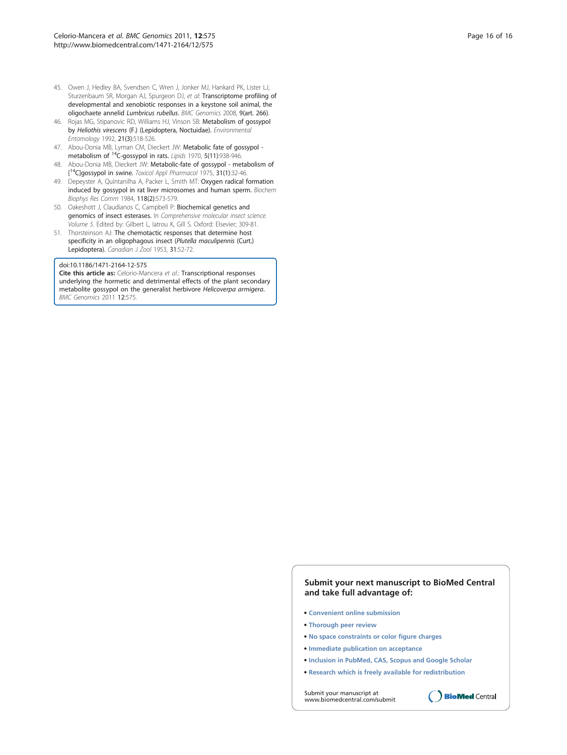45. Owen J, Hedley BA, Svendsen C, Wren J, Jonker MJ, Hankard PK, Lister LJ, Sturzenbaum SR, Morgan AJ, Spurgeon DJ, *et al*: **Transcriptome profiling of developmental and xenobiotic responses in a keystone soil animal, the oligochaete annelid *Lumbricus rubellus*.** *BMC Genomics* 2008, **9**(art. 266).
46. Rojas MG, Stipanovic RD, Williams HJ, Vinson SB: **Metabolism of gossypol by *Heliothis virescens* (F.) (Lepidoptera, Noctuidae).** *Environmental Entomology* 1992, **21(3)**:518-526.
47. Abou-Donia MB, Lyman CM, Dieckert JW: **Metabolic fate of gossypol - metabolism of $^{14}$C-gossypol in rats.** *Lipids* 1970, **5(11)**:938-946.
48. Abou-Donia MB, Dieckert JW: **Metabolic-fate of gossypol - metabolism of [$^{14}$C]gossypol in swine.** *Toxicol Appl Pharmacol* 1975, **31(1)**:32-46.
49. Depeyster A, Quintanilha A, Packer L, Smith MT: **Oxygen radical formation induced by gossypol in rat liver microsomes and human sperm.** *Biochem Biophys Res Comm* 1984, **118(2)**:573-579.
50. Oakeshott J, Claudianos C, Campbell P: **Biochemical genetics and genomics of insect esterases.** In *Comprehensive molecular insect science. Volume 5.* Edited by: Gilbert L, Iatrou K, Gill S. Oxford: Elsevier; 309-81.
51. Thorsteinson AJ: **The chemotactic responses that determine host specificity in an oligophagous insect (*Plutella maculipennis* (Curt.) Lepidoptera).** *Canadian J Zool* 1953, **31**:52-72.

doi:10.1186/1471-2164-12-575

**Cite this article as:** Celorio-Mancera *et al.*: Transcriptional responses underlying the hormetic and detrimental effects of the plant secondary metabolite gossypol on the generalist herbivore *Helicoverpa armigera*. *BMC Genomics* 2011 **12**:575.

**Submit your next manuscript to BioMed Central and take full advantage of:**

- **Convenient online submission**
- **Thorough peer review**
- **No space constraints or color figure charges**
- **Immediate publication on acceptance**
- **Inclusion in PubMed, CAS, Scopus and Google Scholar**
- **Research which is freely available for redistribution**

Submit your manuscript at
www.biomedcentral.com/submit

BioMed Central